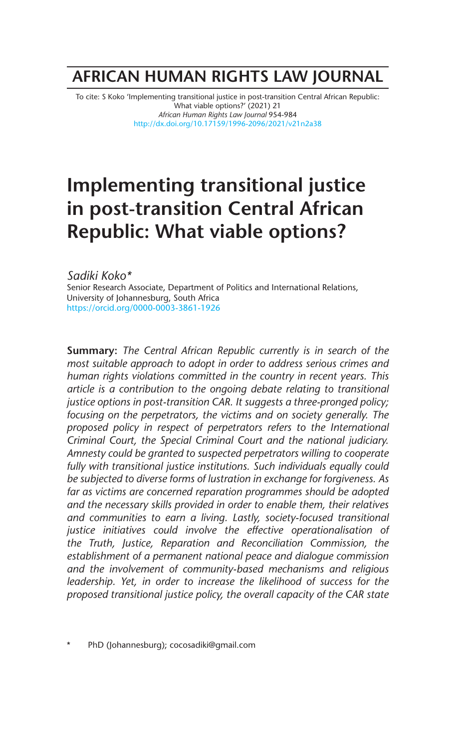# AFRICAN HUMAN RIGHTS LAW JOURNAL

To cite: S Koko 'Implementing transitional justice in post-transition Central African Republic: What viable options?' (2021) 21 *African Human Rights Law Journal* 954-984
http://dx.doi.org/10.17159/1996-2096/2021/v21n2a38

# Implementing transitional justice in post-transition Central African Republic: What viable options?

*Sadiki Koko\**
Senior Research Associate, Department of Politics and International Relations, University of Johannesburg, South Africa
https://orcid.org/0000-0003-3861-1926

**Summary:** *The Central African Republic currently is in search of the most suitable approach to adopt in order to address serious crimes and human rights violations committed in the country in recent years. This article is a contribution to the ongoing debate relating to transitional justice options in post-transition CAR. It suggests a three-pronged policy; focusing on the perpetrators, the victims and on society generally. The proposed policy in respect of perpetrators refers to the International Criminal Court, the Special Criminal Court and the national judiciary. Amnesty could be granted to suspected perpetrators willing to cooperate fully with transitional justice institutions. Such individuals equally could be subjected to diverse forms of lustration in exchange for forgiveness. As far as victims are concerned reparation programmes should be adopted and the necessary skills provided in order to enable them, their relatives and communities to earn a living. Lastly, society-focused transitional justice initiatives could involve the effective operationalisation of the Truth, Justice, Reparation and Reconciliation Commission, the establishment of a permanent national peace and dialogue commission and the involvement of community-based mechanisms and religious leadership. Yet, in order to increase the likelihood of success for the proposed transitional justice policy, the overall capacity of the CAR state*

\* PhD (Johannesburg); cocosadiki@gmail.com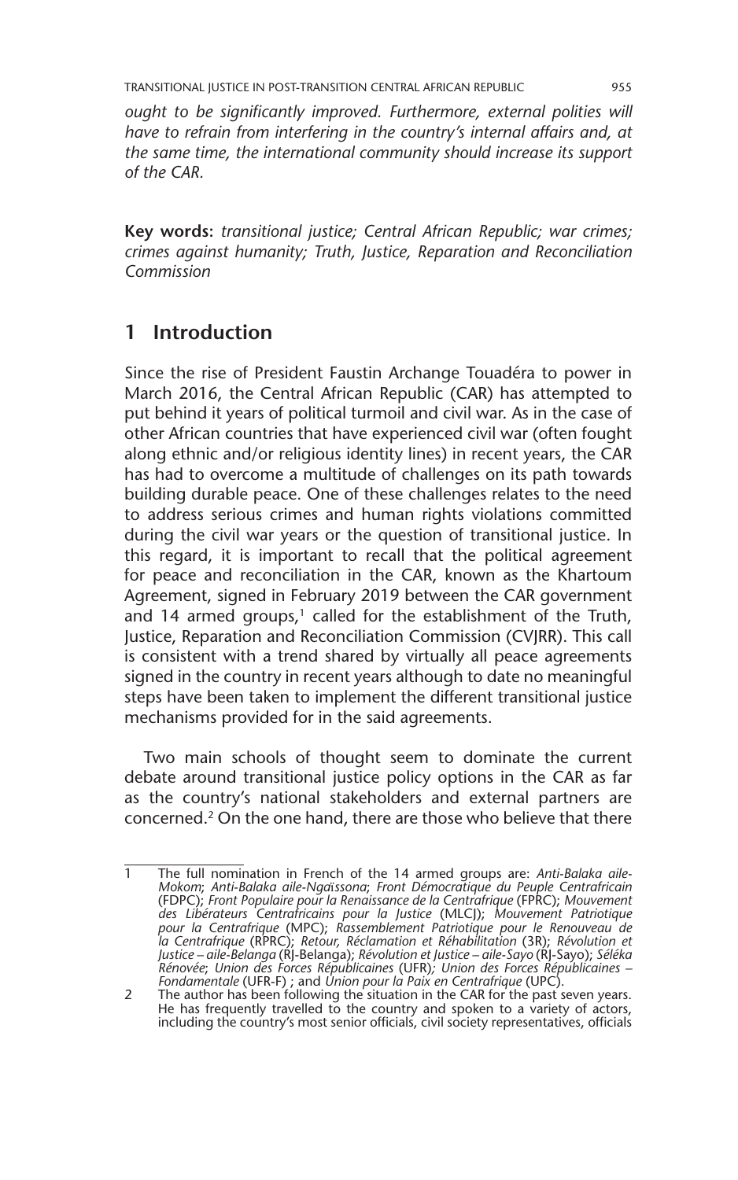*ought to be significantly improved. Furthermore, external polities will have to refrain from interfering in the country's internal affairs and, at the same time, the international community should increase its support of the CAR.*

**Key words:** *transitional justice; Central African Republic; war crimes; crimes against humanity; Truth, Justice, Reparation and Reconciliation Commission*

## 1 Introduction

Since the rise of President Faustin Archange Touadéra to power in March 2016, the Central African Republic (CAR) has attempted to put behind it years of political turmoil and civil war. As in the case of other African countries that have experienced civil war (often fought along ethnic and/or religious identity lines) in recent years, the CAR has had to overcome a multitude of challenges on its path towards building durable peace. One of these challenges relates to the need to address serious crimes and human rights violations committed during the civil war years or the question of transitional justice. In this regard, it is important to recall that the political agreement for peace and reconciliation in the CAR, known as the Khartoum Agreement, signed in February 2019 between the CAR government and 14 armed groups,[1] called for the establishment of the Truth, Justice, Reparation and Reconciliation Commission (CVJRR). This call is consistent with a trend shared by virtually all peace agreements signed in the country in recent years although to date no meaningful steps have been taken to implement the different transitional justice mechanisms provided for in the said agreements.

Two main schools of thought seem to dominate the current debate around transitional justice policy options in the CAR as far as the country's national stakeholders and external partners are concerned.[2] On the one hand, there are those who believe that there

---

1 The full nomination in French of the 14 armed groups are: *Anti-Balaka aile-Mokom*; *Anti-Balaka aile-Ngaïssona*; *Front Démocratique du Peuple Centrafricain* (FDPC); *Front Populaire pour la Renaissance de la Centrafrique* (FPRC); *Mouvement des Libérateurs Centrafricains pour la Justice* (MLCJ); *Mouvement Patriotique pour la Centrafrique* (MPC); *Rassemblement Patriotique pour le Renouveau de la Centrafrique* (RPRC); *Retour, Réclamation et Réhabilitation* (3R); *Révolution et Justice – aile-Belanga* (RJ-Belanga); *Révolution et Justice – aile-Sayo* (RJ-Sayo); *Séléka Rénovée*; *Union des Forces Républicaines* (UFR)*; Union des Forces Républicaines – Fondamentale* (UFR-F) ; and *Union pour la Paix en Centrafrique* (UPC).

2 The author has been following the situation in the CAR for the past seven years. He has frequently travelled to the country and spoken to a variety of actors, including the country's most senior officials, civil society representatives, officials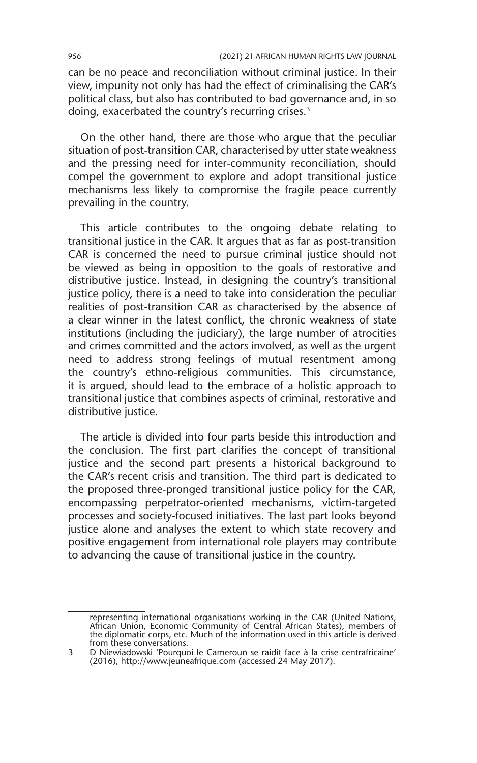can be no peace and reconciliation without criminal justice. In their view, impunity not only has had the effect of criminalising the CAR's political class, but also has contributed to bad governance and, in so doing, exacerbated the country's recurring crises.[3]

On the other hand, there are those who argue that the peculiar situation of post-transition CAR, characterised by utter state weakness and the pressing need for inter-community reconciliation, should compel the government to explore and adopt transitional justice mechanisms less likely to compromise the fragile peace currently prevailing in the country.

This article contributes to the ongoing debate relating to transitional justice in the CAR. It argues that as far as post-transition CAR is concerned the need to pursue criminal justice should not be viewed as being in opposition to the goals of restorative and distributive justice. Instead, in designing the country's transitional justice policy, there is a need to take into consideration the peculiar realities of post-transition CAR as characterised by the absence of a clear winner in the latest conflict, the chronic weakness of state institutions (including the judiciary), the large number of atrocities and crimes committed and the actors involved, as well as the urgent need to address strong feelings of mutual resentment among the country's ethno-religious communities. This circumstance, it is argued, should lead to the embrace of a holistic approach to transitional justice that combines aspects of criminal, restorative and distributive justice.

The article is divided into four parts beside this introduction and the conclusion. The first part clarifies the concept of transitional justice and the second part presents a historical background to the CAR's recent crisis and transition. The third part is dedicated to the proposed three-pronged transitional justice policy for the CAR, encompassing perpetrator-oriented mechanisms, victim-targeted processes and society-focused initiatives. The last part looks beyond justice alone and analyses the extent to which state recovery and positive engagement from international role players may contribute to advancing the cause of transitional justice in the country.

---

representing international organisations working in the CAR (United Nations, African Union, Economic Community of Central African States), members of the diplomatic corps, etc. Much of the information used in this article is derived from these conversations.

3 D Niewiadowski 'Pourquoi le Cameroun se raidit face à la crise centrafricaine' (2016), http://www.jeuneafrique.com (accessed 24 May 2017).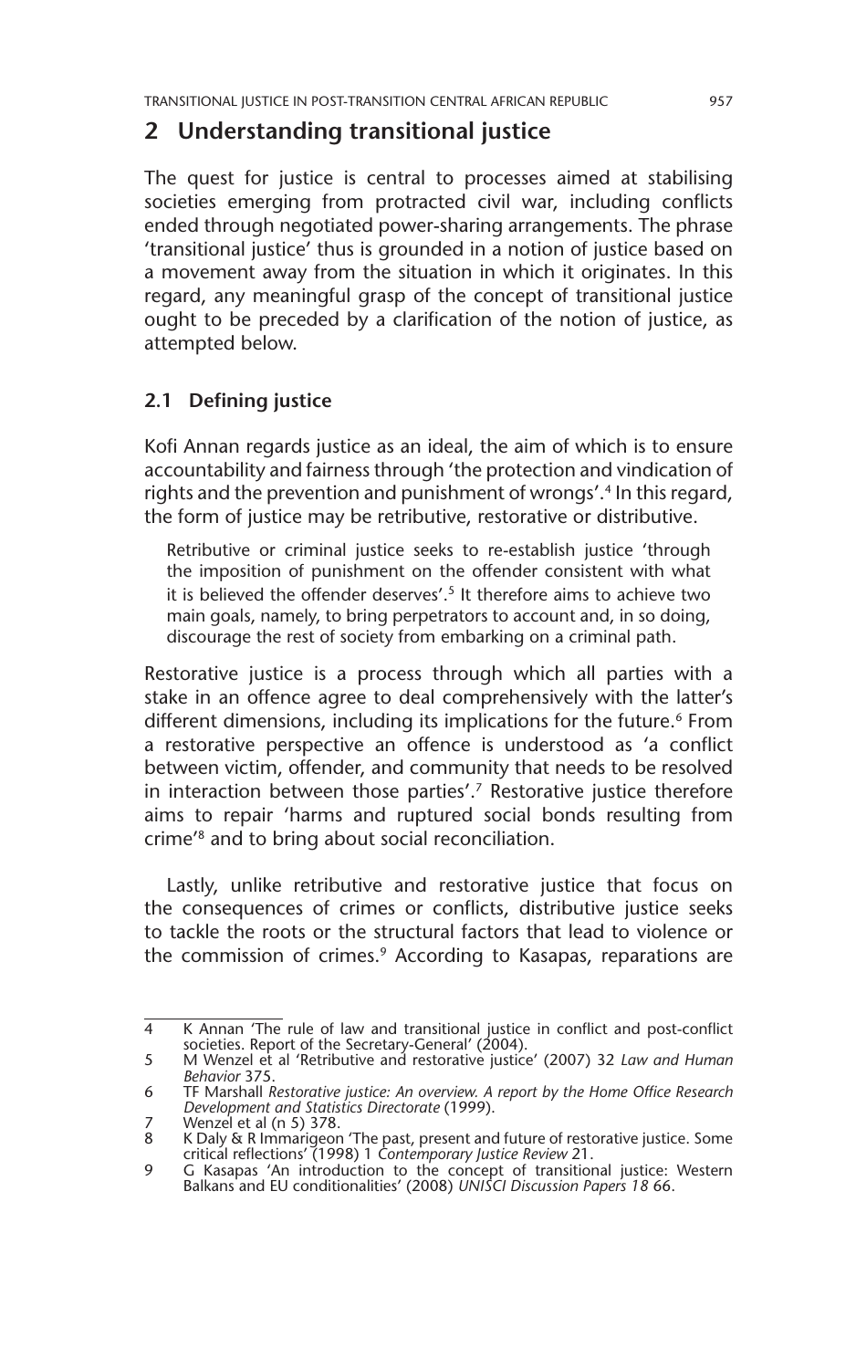## 2 Understanding transitional justice

The quest for justice is central to processes aimed at stabilising societies emerging from protracted civil war, including conflicts ended through negotiated power-sharing arrangements. The phrase 'transitional justice' thus is grounded in a notion of justice based on a movement away from the situation in which it originates. In this regard, any meaningful grasp of the concept of transitional justice ought to be preceded by a clarification of the notion of justice, as attempted below.

### 2.1 Defining justice

Kofi Annan regards justice as an ideal, the aim of which is to ensure accountability and fairness through 'the protection and vindication of rights and the prevention and punishment of wrongs'.[4] In this regard, the form of justice may be retributive, restorative or distributive.

> Retributive or criminal justice seeks to re-establish justice 'through the imposition of punishment on the offender consistent with what it is believed the offender deserves'.[5] It therefore aims to achieve two main goals, namely, to bring perpetrators to account and, in so doing, discourage the rest of society from embarking on a criminal path.

Restorative justice is a process through which all parties with a stake in an offence agree to deal comprehensively with the latter's different dimensions, including its implications for the future.[6] From a restorative perspective an offence is understood as 'a conflict between victim, offender, and community that needs to be resolved in interaction between those parties'.[7] Restorative justice therefore aims to repair 'harms and ruptured social bonds resulting from crime'[8] and to bring about social reconciliation.

Lastly, unlike retributive and restorative justice that focus on the consequences of crimes or conflicts, distributive justice seeks to tackle the roots or the structural factors that lead to violence or the commission of crimes.[9] According to Kasapas, reparations are

---

4 K Annan 'The rule of law and transitional justice in conflict and post-conflict societies. Report of the Secretary-General' (2004).

5 M Wenzel et al 'Retributive and restorative justice' (2007) 32 *Law and Human Behavior* 375.

6 TF Marshall *Restorative justice: An overview. A report by the Home Office Research Development and Statistics Directorate* (1999).

7 Wenzel et al (n 5) 378.

8 K Daly & R Immarigeon 'The past, present and future of restorative justice. Some critical reflections' (1998) 1 *Contemporary Justice Review* 21.

9 G Kasapas 'An introduction to the concept of transitional justice: Western Balkans and EU conditionalities' (2008) *UNISCI Discussion Papers 18* 66.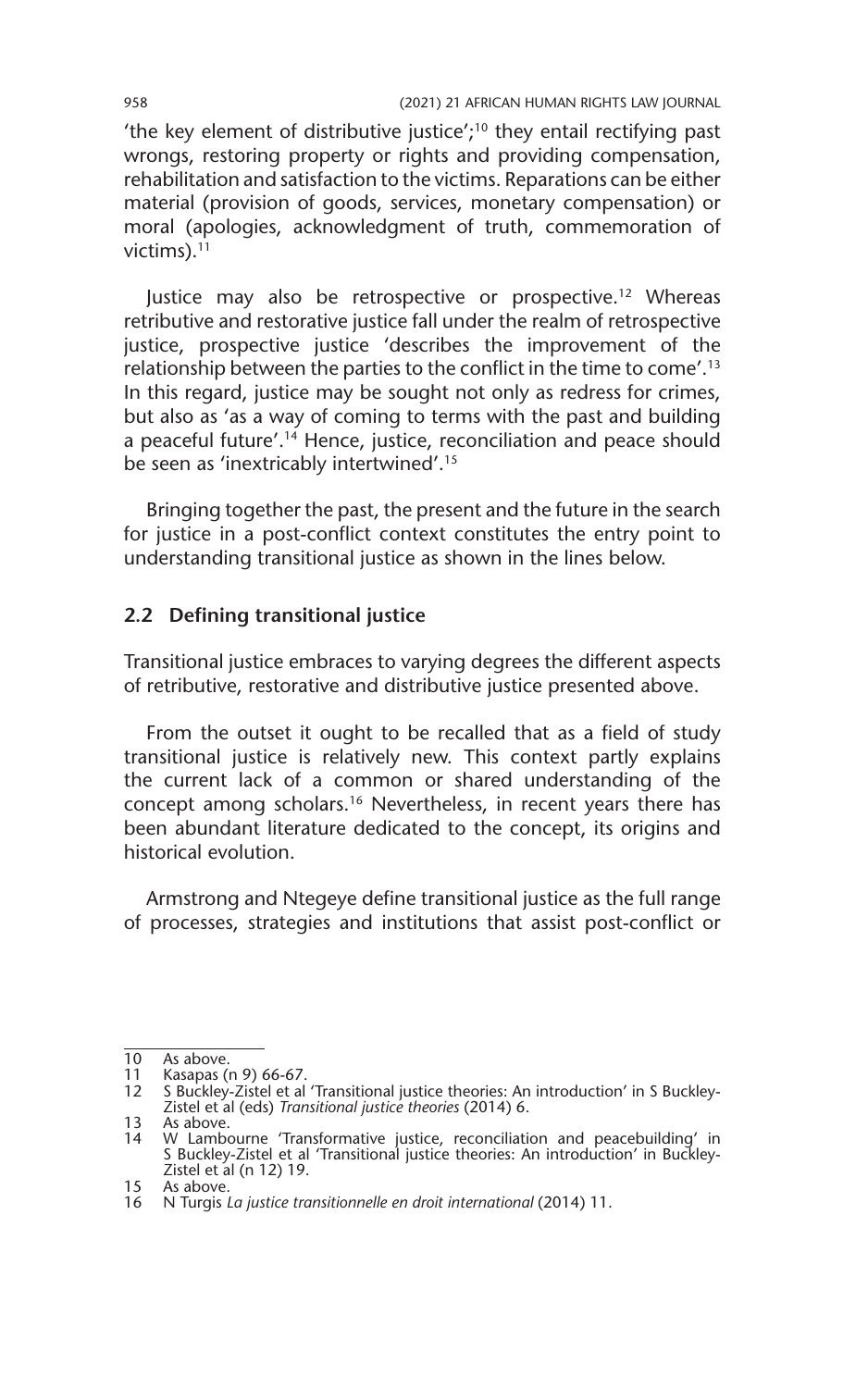'the key element of distributive justice';[10] they entail rectifying past wrongs, restoring property or rights and providing compensation, rehabilitation and satisfaction to the victims. Reparations can be either material (provision of goods, services, monetary compensation) or moral (apologies, acknowledgment of truth, commemoration of victims).[11]

Justice may also be retrospective or prospective.[12] Whereas retributive and restorative justice fall under the realm of retrospective justice, prospective justice 'describes the improvement of the relationship between the parties to the conflict in the time to come'.[13] In this regard, justice may be sought not only as redress for crimes, but also as 'as a way of coming to terms with the past and building a peaceful future'.[14] Hence, justice, reconciliation and peace should be seen as 'inextricably intertwined'.[15]

Bringing together the past, the present and the future in the search for justice in a post-conflict context constitutes the entry point to understanding transitional justice as shown in the lines below.

## 2.2 Defining transitional justice

Transitional justice embraces to varying degrees the different aspects of retributive, restorative and distributive justice presented above.

From the outset it ought to be recalled that as a field of study transitional justice is relatively new. This context partly explains the current lack of a common or shared understanding of the concept among scholars.[16] Nevertheless, in recent years there has been abundant literature dedicated to the concept, its origins and historical evolution.

Armstrong and Ntegeye define transitional justice as the full range of processes, strategies and institutions that assist post-conflict or

---

10 As above.

11 Kasapas (n 9) 66-67.

12 S Buckley-Zistel et al 'Transitional justice theories: An introduction' in S Buckley-Zistel et al (eds) *Transitional justice theories* (2014) 6.

13 As above.

14 W Lambourne 'Transformative justice, reconciliation and peacebuilding' in S Buckley-Zistel et al 'Transitional justice theories: An introduction' in Buckley-Zistel et al (n 12) 19.

15 As above.

16 N Turgis *La justice transitionnelle en droit international* (2014) 11.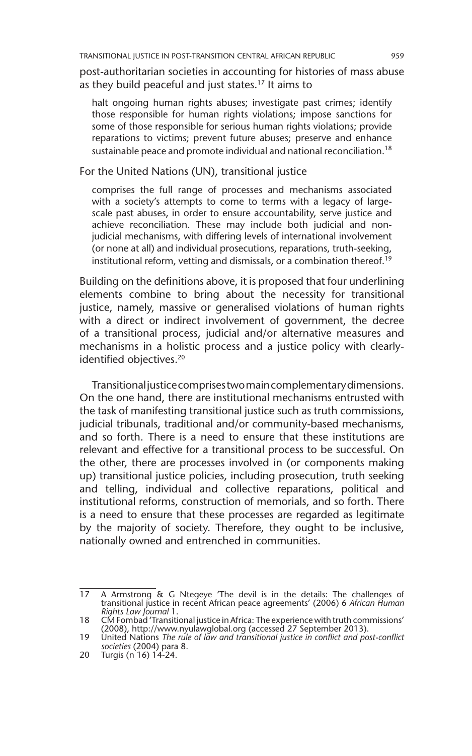post-authoritarian societies in accounting for histories of mass abuse as they build peaceful and just states.[17] It aims to

> halt ongoing human rights abuses; investigate past crimes; identify those responsible for human rights violations; impose sanctions for some of those responsible for serious human rights violations; provide reparations to victims; prevent future abuses; preserve and enhance sustainable peace and promote individual and national reconciliation.[18]

For the United Nations (UN), transitional justice

> comprises the full range of processes and mechanisms associated with a society's attempts to come to terms with a legacy of large-scale past abuses, in order to ensure accountability, serve justice and achieve reconciliation. These may include both judicial and non-judicial mechanisms, with differing levels of international involvement (or none at all) and individual prosecutions, reparations, truth-seeking, institutional reform, vetting and dismissals, or a combination thereof.[19]

Building on the definitions above, it is proposed that four underlining elements combine to bring about the necessity for transitional justice, namely, massive or generalised violations of human rights with a direct or indirect involvement of government, the decree of a transitional process, judicial and/or alternative measures and mechanisms in a holistic process and a justice policy with clearly-identified objectives.[20]

Transitional justice comprises two main complementary dimensions. On the one hand, there are institutional mechanisms entrusted with the task of manifesting transitional justice such as truth commissions, judicial tribunals, traditional and/or community-based mechanisms, and so forth. There is a need to ensure that these institutions are relevant and effective for a transitional process to be successful. On the other, there are processes involved in (or components making up) transitional justice policies, including prosecution, truth seeking and telling, individual and collective reparations, political and institutional reforms, construction of memorials, and so forth. There is a need to ensure that these processes are regarded as legitimate by the majority of society. Therefore, they ought to be inclusive, nationally owned and entrenched in communities.

---

17 A Armstrong & G Ntegeye 'The devil is in the details: The challenges of transitional justice in recent African peace agreements' (2006) 6 *African Human Rights Law Journal* 1.

18 CM Fombad 'Transitional justice in Africa: The experience with truth commissions' (2008), http://www.nyulawglobal.org (accessed 27 September 2013).

19 United Nations *The rule of law and transitional justice in conflict and post-conflict societies* (2004) para 8.

20 Turgis (n 16) 14-24.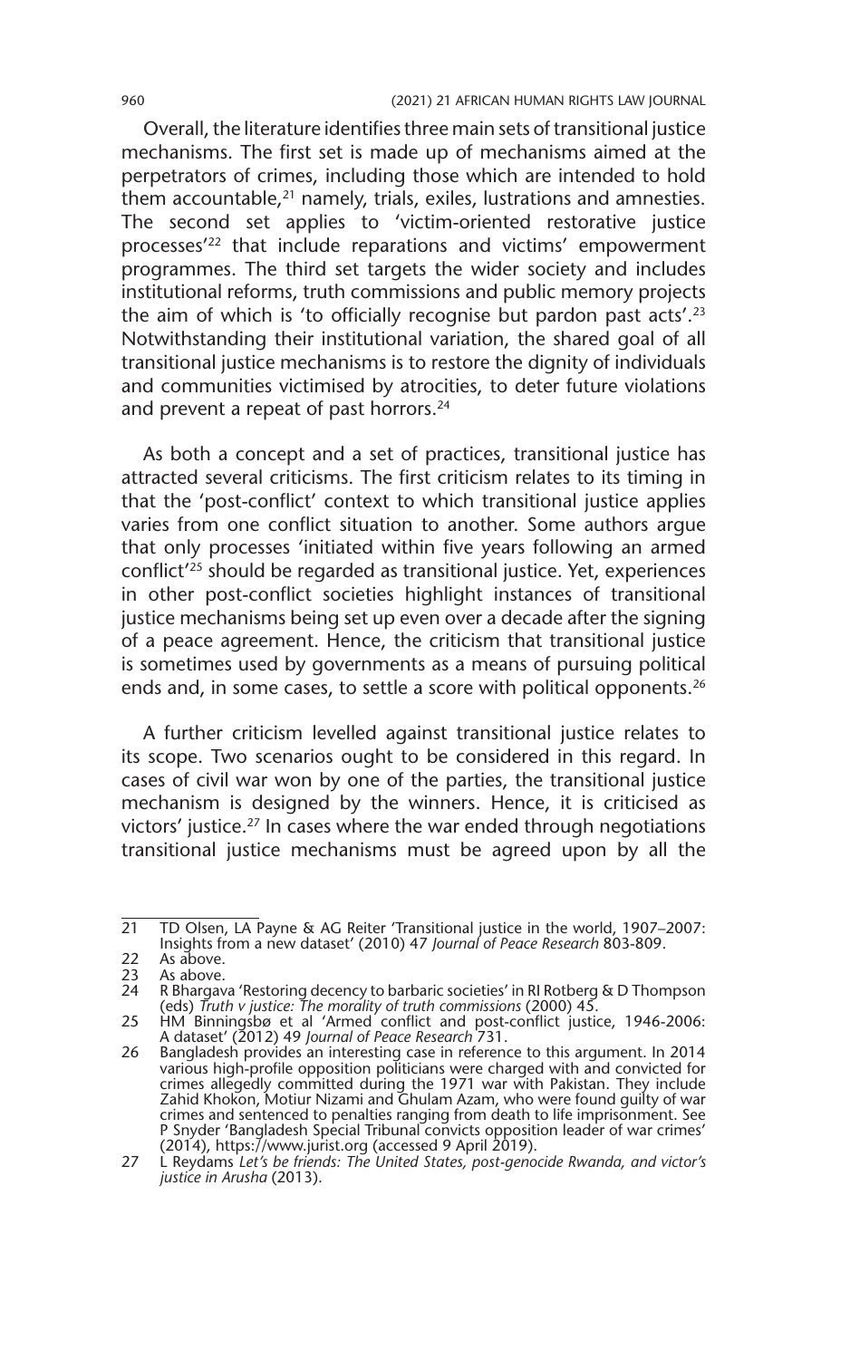Overall, the literature identifies three main sets of transitional justice mechanisms. The first set is made up of mechanisms aimed at the perpetrators of crimes, including those which are intended to hold them accountable,[21] namely, trials, exiles, lustrations and amnesties. The second set applies to 'victim-oriented restorative justice processes'[22] that include reparations and victims' empowerment programmes. The third set targets the wider society and includes institutional reforms, truth commissions and public memory projects the aim of which is 'to officially recognise but pardon past acts'.[23] Notwithstanding their institutional variation, the shared goal of all transitional justice mechanisms is to restore the dignity of individuals and communities victimised by atrocities, to deter future violations and prevent a repeat of past horrors.[24]

As both a concept and a set of practices, transitional justice has attracted several criticisms. The first criticism relates to its timing in that the 'post-conflict' context to which transitional justice applies varies from one conflict situation to another. Some authors argue that only processes 'initiated within five years following an armed conflict'[25] should be regarded as transitional justice. Yet, experiences in other post-conflict societies highlight instances of transitional justice mechanisms being set up even over a decade after the signing of a peace agreement. Hence, the criticism that transitional justice is sometimes used by governments as a means of pursuing political ends and, in some cases, to settle a score with political opponents.[26]

A further criticism levelled against transitional justice relates to its scope. Two scenarios ought to be considered in this regard. In cases of civil war won by one of the parties, the transitional justice mechanism is designed by the winners. Hence, it is criticised as victors' justice.[27] In cases where the war ended through negotiations transitional justice mechanisms must be agreed upon by all the

---

21 TD Olsen, LA Payne & AG Reiter 'Transitional justice in the world, 1907–2007: Insights from a new dataset' (2010) 47 *Journal of Peace Research* 803-809.

22 As above.

23 As above.

24 R Bhargava 'Restoring decency to barbaric societies' in RI Rotberg & D Thompson (eds) *Truth v justice: The morality of truth commissions* (2000) 45.

25 HM Binningsbø et al 'Armed conflict and post-conflict justice, 1946-2006: A dataset' (2012) 49 *Journal of Peace Research* 731.

26 Bangladesh provides an interesting case in reference to this argument. In 2014 various high-profile opposition politicians were charged with and convicted for crimes allegedly committed during the 1971 war with Pakistan. They include Zahid Khokon, Motiur Nizami and Ghulam Azam, who were found guilty of war crimes and sentenced to penalties ranging from death to life imprisonment. See P Snyder 'Bangladesh Special Tribunal convicts opposition leader of war crimes' (2014), https://www.jurist.org (accessed 9 April 2019).

27 L Reydams *Let's be friends: The United States, post-genocide Rwanda, and victor's justice in Arusha* (2013).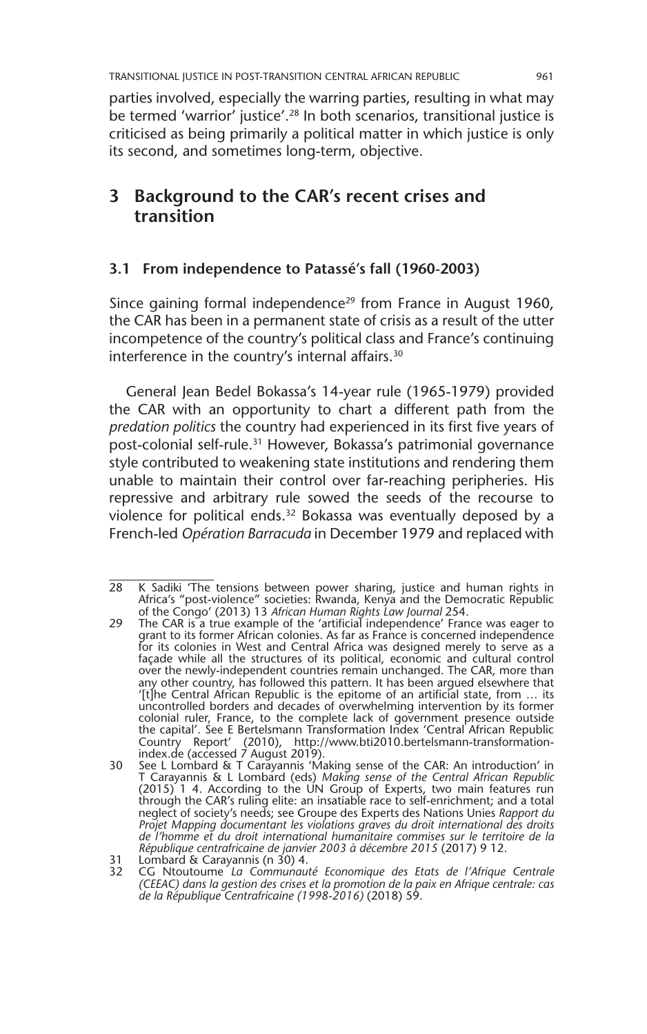parties involved, especially the warring parties, resulting in what may be termed 'warrior' justice'.[28] In both scenarios, transitional justice is criticised as being primarily a political matter in which justice is only its second, and sometimes long-term, objective.

## 3 Background to the CAR's recent crises and transition

### 3.1 From independence to Patassé's fall (1960-2003)

Since gaining formal independence[29] from France in August 1960, the CAR has been in a permanent state of crisis as a result of the utter incompetence of the country's political class and France's continuing interference in the country's internal affairs.[30]

General Jean Bedel Bokassa's 14-year rule (1965-1979) provided the CAR with an opportunity to chart a different path from the *predation politics* the country had experienced in its first five years of post-colonial self-rule.[31] However, Bokassa's patrimonial governance style contributed to weakening state institutions and rendering them unable to maintain their control over far-reaching peripheries. His repressive and arbitrary rule sowed the seeds of the recourse to violence for political ends.[32] Bokassa was eventually deposed by a French-led *Opération Barracuda* in December 1979 and replaced with

---

28 K Sadiki 'The tensions between power sharing, justice and human rights in Africa's "post-violence" societies: Rwanda, Kenya and the Democratic Republic of the Congo' (2013) 13 *African Human Rights Law Journal* 254.

29 The CAR is a true example of the 'artificial independence' France was eager to grant to its former African colonies. As far as France is concerned independence for its colonies in West and Central Africa was designed merely to serve as a façade while all the structures of its political, economic and cultural control over the newly-independent countries remain unchanged. The CAR, more than any other country, has followed this pattern. It has been argued elsewhere that '[t]he Central African Republic is the epitome of an artificial state, from … its uncontrolled borders and decades of overwhelming intervention by its former colonial ruler, France, to the complete lack of government presence outside the capital'. See E Bertelsmann Transformation Index 'Central African Republic Country Report' (2010), http://www.bti2010.bertelsmann-transformation-index.de (accessed 7 August 2019).

30 See L Lombard & T Carayannis 'Making sense of the CAR: An introduction' in T Carayannis & L Lombard (eds) *Making sense of the Central African Republic* (2015) 1 4. According to the UN Group of Experts, two main features run through the CAR's ruling elite: an insatiable race to self-enrichment; and a total neglect of society's needs; see Groupe des Experts des Nations Unies *Rapport du Projet Mapping documentant les violations graves du droit international des droits de l'homme et du droit international humanitaire commises sur le territoire de la République centrafricaine de janvier 2003 à décembre 2015* (2017) 9 12.

31 Lombard & Carayannis (n 30) 4.

32 CG Ntoutoume *La Communauté Economique des Etats de l'Afrique Centrale (CEEAC) dans la gestion des crises et la promotion de la paix en Afrique centrale: cas de la République Centrafricaine (1998-2016)* (2018) 59.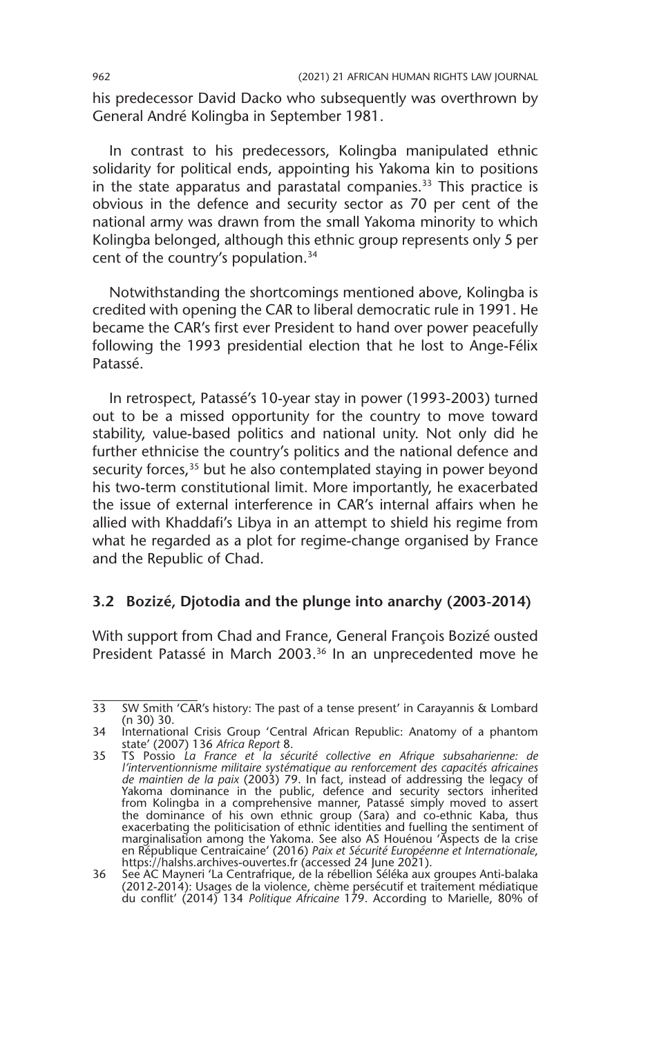his predecessor David Dacko who subsequently was overthrown by General André Kolingba in September 1981.

In contrast to his predecessors, Kolingba manipulated ethnic solidarity for political ends, appointing his Yakoma kin to positions in the state apparatus and parastatal companies.[33] This practice is obvious in the defence and security sector as 70 per cent of the national army was drawn from the small Yakoma minority to which Kolingba belonged, although this ethnic group represents only 5 per cent of the country's population.[34]

Notwithstanding the shortcomings mentioned above, Kolingba is credited with opening the CAR to liberal democratic rule in 1991. He became the CAR's first ever President to hand over power peacefully following the 1993 presidential election that he lost to Ange-Félix Patassé.

In retrospect, Patassé's 10-year stay in power (1993-2003) turned out to be a missed opportunity for the country to move toward stability, value-based politics and national unity. Not only did he further ethnicise the country's politics and the national defence and security forces,[35] but he also contemplated staying in power beyond his two-term constitutional limit. More importantly, he exacerbated the issue of external interference in CAR's internal affairs when he allied with Khaddafi's Libya in an attempt to shield his regime from what he regarded as a plot for regime-change organised by France and the Republic of Chad.

### 3.2 Bozizé, Djotodia and the plunge into anarchy (2003-2014)

With support from Chad and France, General François Bozizé ousted President Patassé in March 2003.[36] In an unprecedented move he

---

33 SW Smith 'CAR's history: The past of a tense present' in Carayannis & Lombard (n 30) 30.

34 International Crisis Group 'Central African Republic: Anatomy of a phantom state' (2007) 136 *Africa Report* 8.

35 TS Possio *La France et la sécurité collective en Afrique subsaharienne: de l'interventionnisme militaire systématique au renforcement des capacités africaines de maintien de la paix* (2003) 79. In fact, instead of addressing the legacy of Yakoma dominance in the public, defence and security sectors inherited from Kolingba in a comprehensive manner, Patassé simply moved to assert the dominance of his own ethnic group (Sara) and co-ethnic Kaba, thus exacerbating the politicisation of ethnic identities and fuelling the sentiment of marginalisation among the Yakoma. See also AS Houénou 'Aspects de la crise en République Centraicaine' (2016) *Paix et Sécurité Européenne et Internationale*, https://halshs.archives-ouvertes.fr (accessed 24 June 2021).

36 See AC Mayneri 'La Centrafrique, de la rébellion Séléka aux groupes Anti-balaka (2012-2014): Usages de la violence, chème persécutif et traitement médiatique du conflit' (2014) 134 *Politique Africaine* 179. According to Marielle, 80% of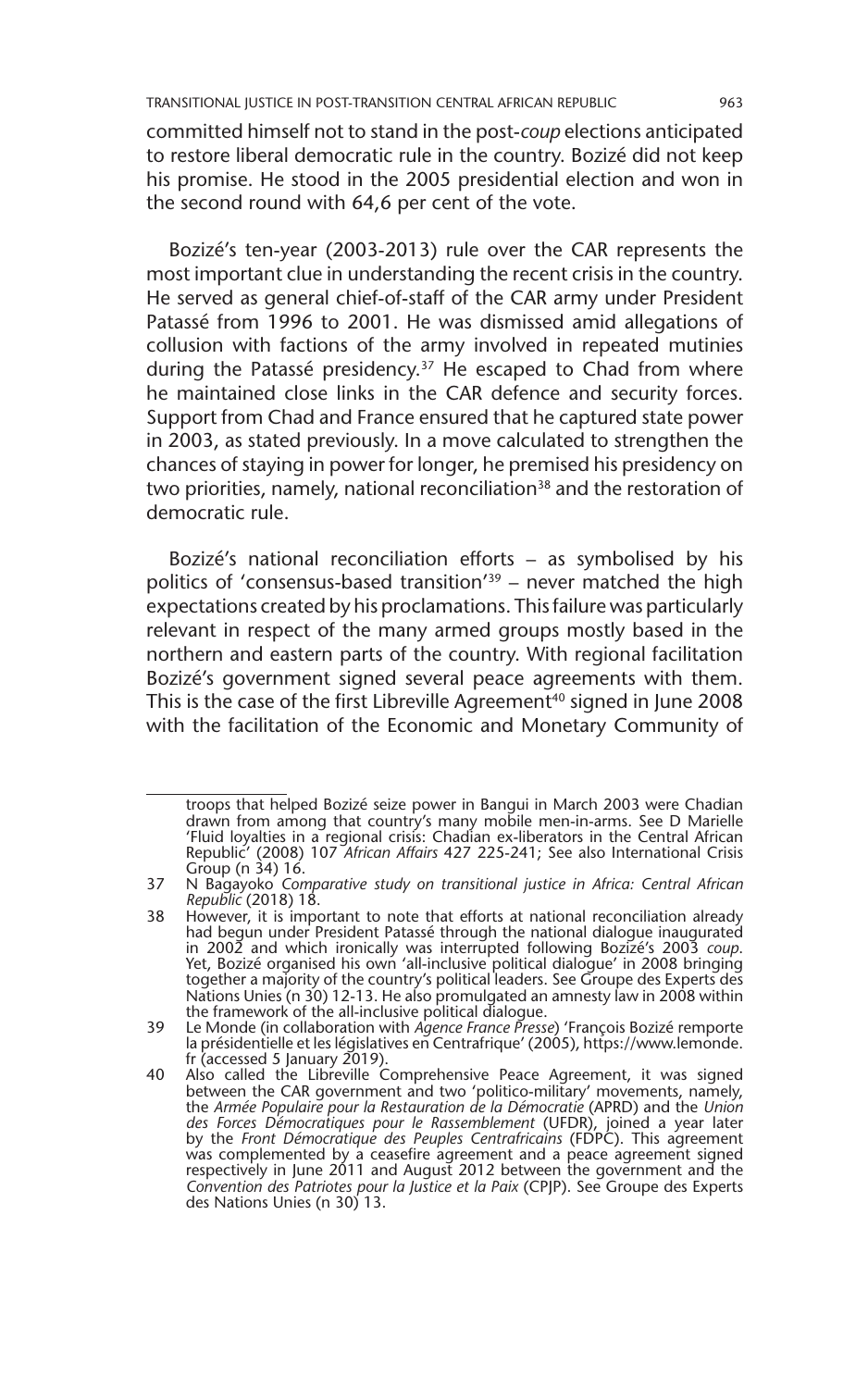committed himself not to stand in the post-*coup* elections anticipated to restore liberal democratic rule in the country. Bozizé did not keep his promise. He stood in the 2005 presidential election and won in the second round with 64,6 per cent of the vote.

Bozizé's ten-year (2003-2013) rule over the CAR represents the most important clue in understanding the recent crisis in the country. He served as general chief-of-staff of the CAR army under President Patassé from 1996 to 2001. He was dismissed amid allegations of collusion with factions of the army involved in repeated mutinies during the Patassé presidency.[37] He escaped to Chad from where he maintained close links in the CAR defence and security forces. Support from Chad and France ensured that he captured state power in 2003, as stated previously. In a move calculated to strengthen the chances of staying in power for longer, he premised his presidency on two priorities, namely, national reconciliation[38] and the restoration of democratic rule.

Bozizé's national reconciliation efforts – as symbolised by his politics of 'consensus-based transition'[39] – never matched the high expectations created by his proclamations. This failure was particularly relevant in respect of the many armed groups mostly based in the northern and eastern parts of the country. With regional facilitation Bozizé's government signed several peace agreements with them. This is the case of the first Libreville Agreement[40] signed in June 2008 with the facilitation of the Economic and Monetary Community of

---

troops that helped Bozizé seize power in Bangui in March 2003 were Chadian drawn from among that country's many mobile men-in-arms. See D Marielle 'Fluid loyalties in a regional crisis: Chadian ex-liberators in the Central African Republic' (2008) 107 *African Affairs* 427 225-241; See also International Crisis Group (n 34) 16.

37 N Bagayoko *Comparative study on transitional justice in Africa: Central African Republic* (2018) 18.

38 However, it is important to note that efforts at national reconciliation already had begun under President Patassé through the national dialogue inaugurated in 2002 and which ironically was interrupted following Bozizé's 2003 *coup*. Yet, Bozizé organised his own 'all-inclusive political dialogue' in 2008 bringing together a majority of the country's political leaders. See Groupe des Experts des Nations Unies (n 30) 12-13. He also promulgated an amnesty law in 2008 within the framework of the all-inclusive political dialogue.

39 Le Monde (in collaboration with *Agence France Presse*) 'François Bozizé remporte la présidentielle et les législatives en Centrafrique' (2005), https://www.lemonde.fr (accessed 5 January 2019).

40 Also called the Libreville Comprehensive Peace Agreement, it was signed between the CAR government and two 'politico-military' movements, namely, the *Armée Populaire pour la Restauration de la Démocratie* (APRD) and the *Union des Forces Démocratiques pour le Rassemblement* (UFDR), joined a year later by the *Front Démocratique des Peuples Centrafricains* (FDPC). This agreement was complemented by a ceasefire agreement and a peace agreement signed respectively in June 2011 and August 2012 between the government and the *Convention des Patriotes pour la Justice et la Paix* (CPJP). See Groupe des Experts des Nations Unies (n 30) 13.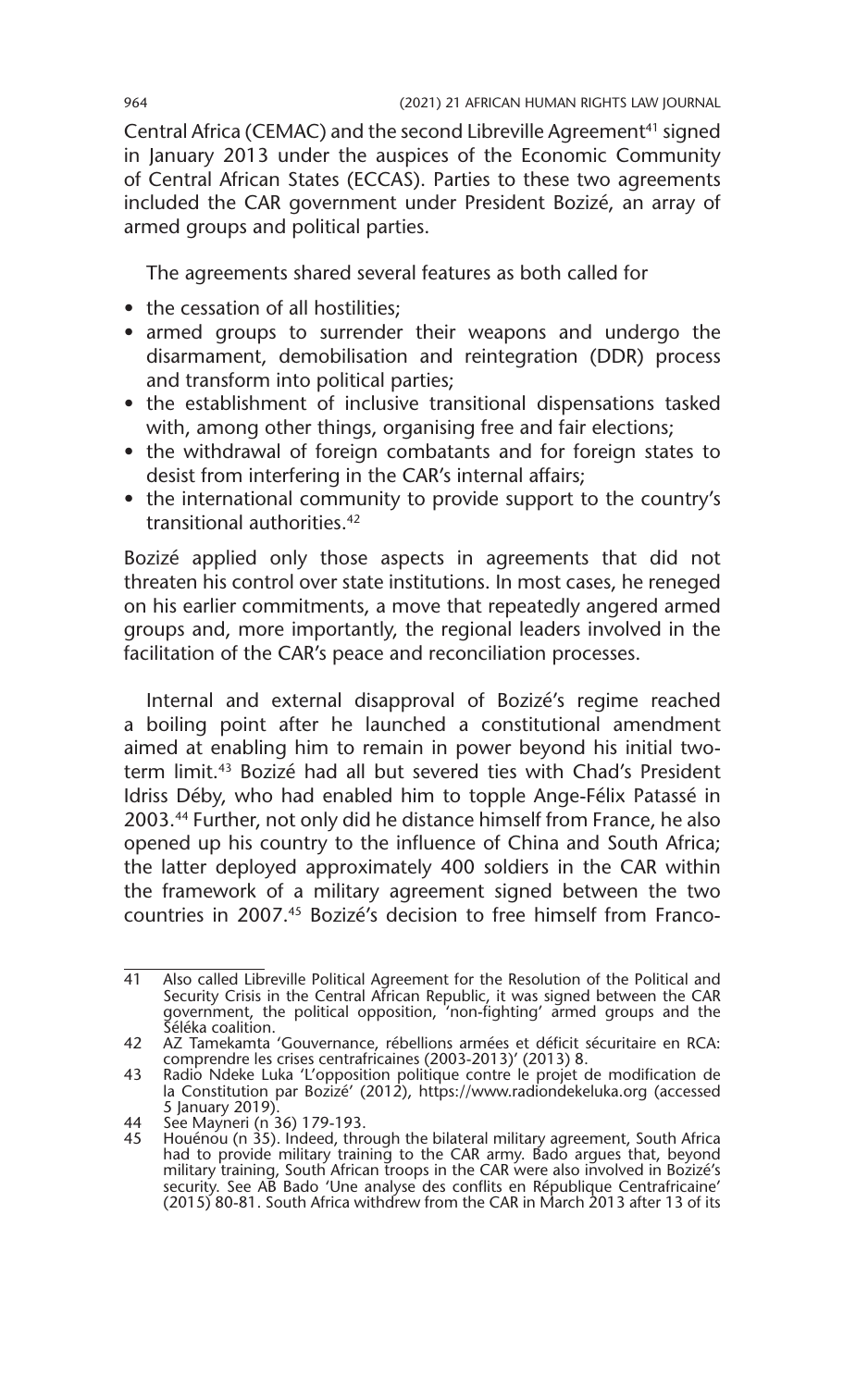Central Africa (CEMAC) and the second Libreville Agreement[41] signed in January 2013 under the auspices of the Economic Community of Central African States (ECCAS). Parties to these two agreements included the CAR government under President Bozizé, an array of armed groups and political parties.

The agreements shared several features as both called for

- the cessation of all hostilities;
- armed groups to surrender their weapons and undergo the disarmament, demobilisation and reintegration (DDR) process and transform into political parties;
- the establishment of inclusive transitional dispensations tasked with, among other things, organising free and fair elections;
- the withdrawal of foreign combatants and for foreign states to desist from interfering in the CAR's internal affairs;
- the international community to provide support to the country's transitional authorities.[42]

Bozizé applied only those aspects in agreements that did not threaten his control over state institutions. In most cases, he reneged on his earlier commitments, a move that repeatedly angered armed groups and, more importantly, the regional leaders involved in the facilitation of the CAR's peace and reconciliation processes.

Internal and external disapproval of Bozizé's regime reached a boiling point after he launched a constitutional amendment aimed at enabling him to remain in power beyond his initial two-term limit.[43] Bozizé had all but severed ties with Chad's President Idriss Déby, who had enabled him to topple Ange-Félix Patassé in 2003.[44] Further, not only did he distance himself from France, he also opened up his country to the influence of China and South Africa; the latter deployed approximately 400 soldiers in the CAR within the framework of a military agreement signed between the two countries in 2007.[45] Bozizé's decision to free himself from Franco-

---

41 Also called Libreville Political Agreement for the Resolution of the Political and Security Crisis in the Central African Republic, it was signed between the CAR government, the political opposition, 'non-fighting' armed groups and the Séléka coalition.

42 AZ Tamekamta 'Gouvernance, rébellions armées et déficit sécuritaire en RCA: comprendre les crises centrafricaines (2003-2013)' (2013) 8.

43 Radio Ndeke Luka 'L'opposition politique contre le projet de modification de la Constitution par Bozizé' (2012), https://www.radiondekeluka.org (accessed 5 January 2019).

44 See Mayneri (n 36) 179-193.

45 Houénou (n 35). Indeed, through the bilateral military agreement, South Africa had to provide military training to the CAR army. Bado argues that, beyond military training, South African troops in the CAR were also involved in Bozizé's security. See AB Bado 'Une analyse des conflits en République Centrafricaine' (2015) 80-81. South Africa withdrew from the CAR in March 2013 after 13 of its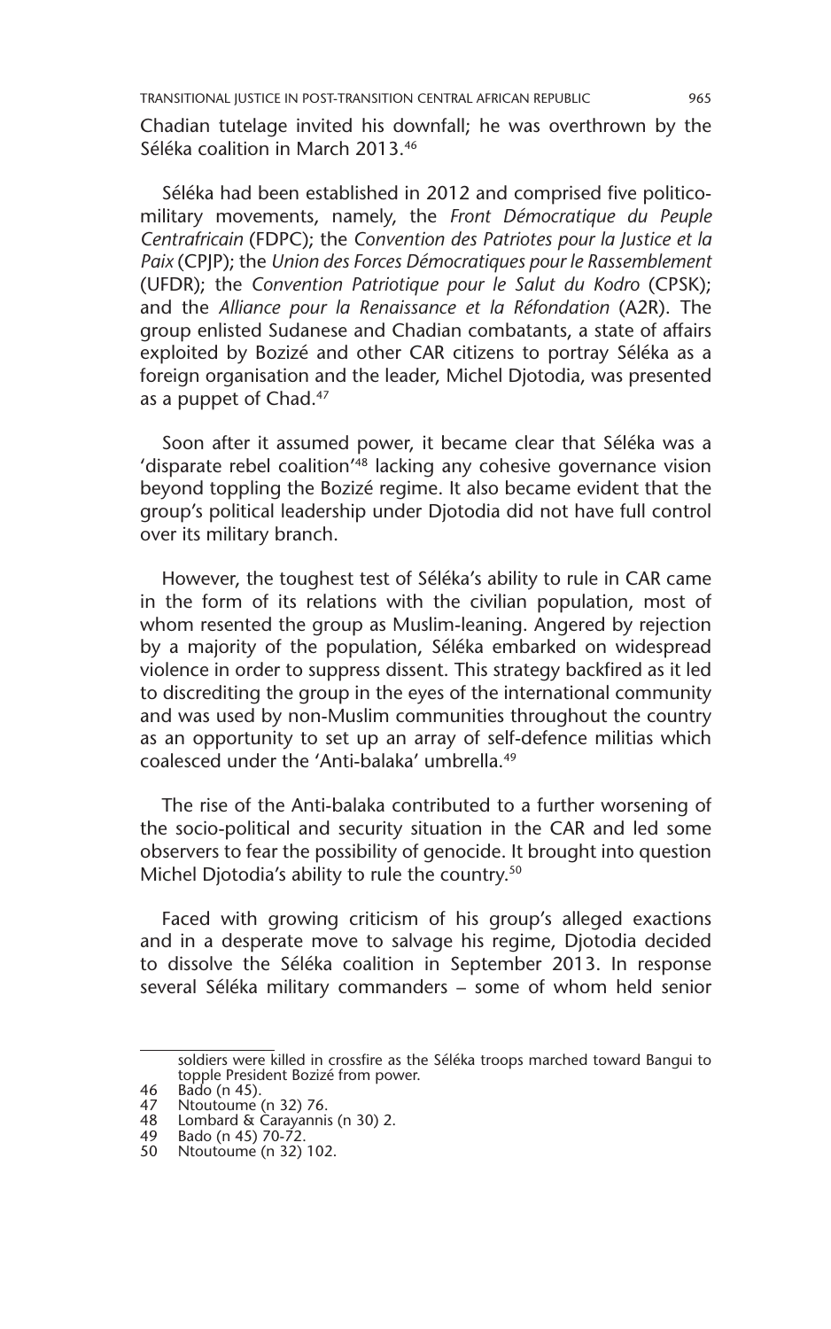Chadian tutelage invited his downfall; he was overthrown by the Séléka coalition in March 2013.[46]

Séléka had been established in 2012 and comprised five politico-military movements, namely, the *Front Démocratique du Peuple Centrafricain* (FDPC); the *Convention des Patriotes pour la Justice et la Paix* (CPJP); the *Union des Forces Démocratiques pour le Rassemblement* (UFDR); the *Convention Patriotique pour le Salut du Kodro* (CPSK); and the *Alliance pour la Renaissance et la Réfondation* (A2R). The group enlisted Sudanese and Chadian combatants, a state of affairs exploited by Bozizé and other CAR citizens to portray Séléka as a foreign organisation and the leader, Michel Djotodia, was presented as a puppet of Chad.[47]

Soon after it assumed power, it became clear that Séléka was a 'disparate rebel coalition'[48] lacking any cohesive governance vision beyond toppling the Bozizé regime. It also became evident that the group's political leadership under Djotodia did not have full control over its military branch.

However, the toughest test of Séléka's ability to rule in CAR came in the form of its relations with the civilian population, most of whom resented the group as Muslim-leaning. Angered by rejection by a majority of the population, Séléka embarked on widespread violence in order to suppress dissent. This strategy backfired as it led to discrediting the group in the eyes of the international community and was used by non-Muslim communities throughout the country as an opportunity to set up an array of self-defence militias which coalesced under the 'Anti-balaka' umbrella.[49]

The rise of the Anti-balaka contributed to a further worsening of the socio-political and security situation in the CAR and led some observers to fear the possibility of genocide. It brought into question Michel Djotodia's ability to rule the country.[50]

Faced with growing criticism of his group's alleged exactions and in a desperate move to salvage his regime, Djotodia decided to dissolve the Séléka coalition in September 2013. In response several Séléka military commanders – some of whom held senior

---

soldiers were killed in crossfire as the Séléka troops marched toward Bangui to topple President Bozizé from power.

46 Bado (n 45).

47 Ntoutoume (n 32) 76.

48 Lombard & Carayannis (n 30) 2.

49 Bado (n 45) 70-72.

50 Ntoutoume (n 32) 102.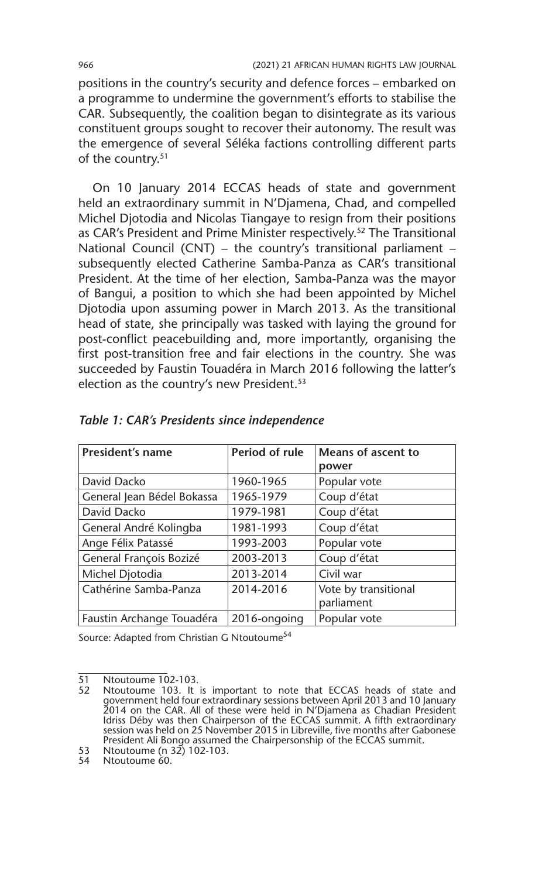positions in the country's security and defence forces – embarked on a programme to undermine the government's efforts to stabilise the CAR. Subsequently, the coalition began to disintegrate as its various constituent groups sought to recover their autonomy. The result was the emergence of several Séléka factions controlling different parts of the country.[51]

On 10 January 2014 ECCAS heads of state and government held an extraordinary summit in N'Djamena, Chad, and compelled Michel Djotodia and Nicolas Tiangaye to resign from their positions as CAR's President and Prime Minister respectively.[52] The Transitional National Council (CNT) – the country's transitional parliament – subsequently elected Catherine Samba-Panza as CAR's transitional President. At the time of her election, Samba-Panza was the mayor of Bangui, a position to which she had been appointed by Michel Djotodia upon assuming power in March 2013. As the transitional head of state, she principally was tasked with laying the ground for post-conflict peacebuilding and, more importantly, organising the first post-transition free and fair elections in the country. She was succeeded by Faustin Touadéra in March 2016 following the latter's election as the country's new President.[53]

*Table 1: CAR's Presidents since independence*

| President's name | Period of rule | Means of ascent to power |
|---|---|---|
| David Dacko | 1960-1965 | Popular vote |
| General Jean Bédel Bokassa | 1965-1979 | Coup d'état |
| David Dacko | 1979-1981 | Coup d'état |
| General André Kolingba | 1981-1993 | Coup d'état |
| Ange Félix Patassé | 1993-2003 | Popular vote |
| General François Bozizé | 2003-2013 | Coup d'état |
| Michel Djotodia | 2013-2014 | Civil war |
| Cathérine Samba-Panza | 2014-2016 | Vote by transitional parliament |
| Faustin Archange Touadéra | 2016-ongoing | Popular vote |

Source: Adapted from Christian G Ntoutoume[54]

---

51 Ntoutoume 102-103.

52 Ntoutoume 103. It is important to note that ECCAS heads of state and government held four extraordinary sessions between April 2013 and 10 January 2014 on the CAR. All of these were held in N'Djamena as Chadian President Idriss Déby was then Chairperson of the ECCAS summit. A fifth extraordinary session was held on 25 November 2015 in Libreville, five months after Gabonese President Ali Bongo assumed the Chairpersonship of the ECCAS summit.

53 Ntoutoume (n 32) 102-103.

54 Ntoutoume 60.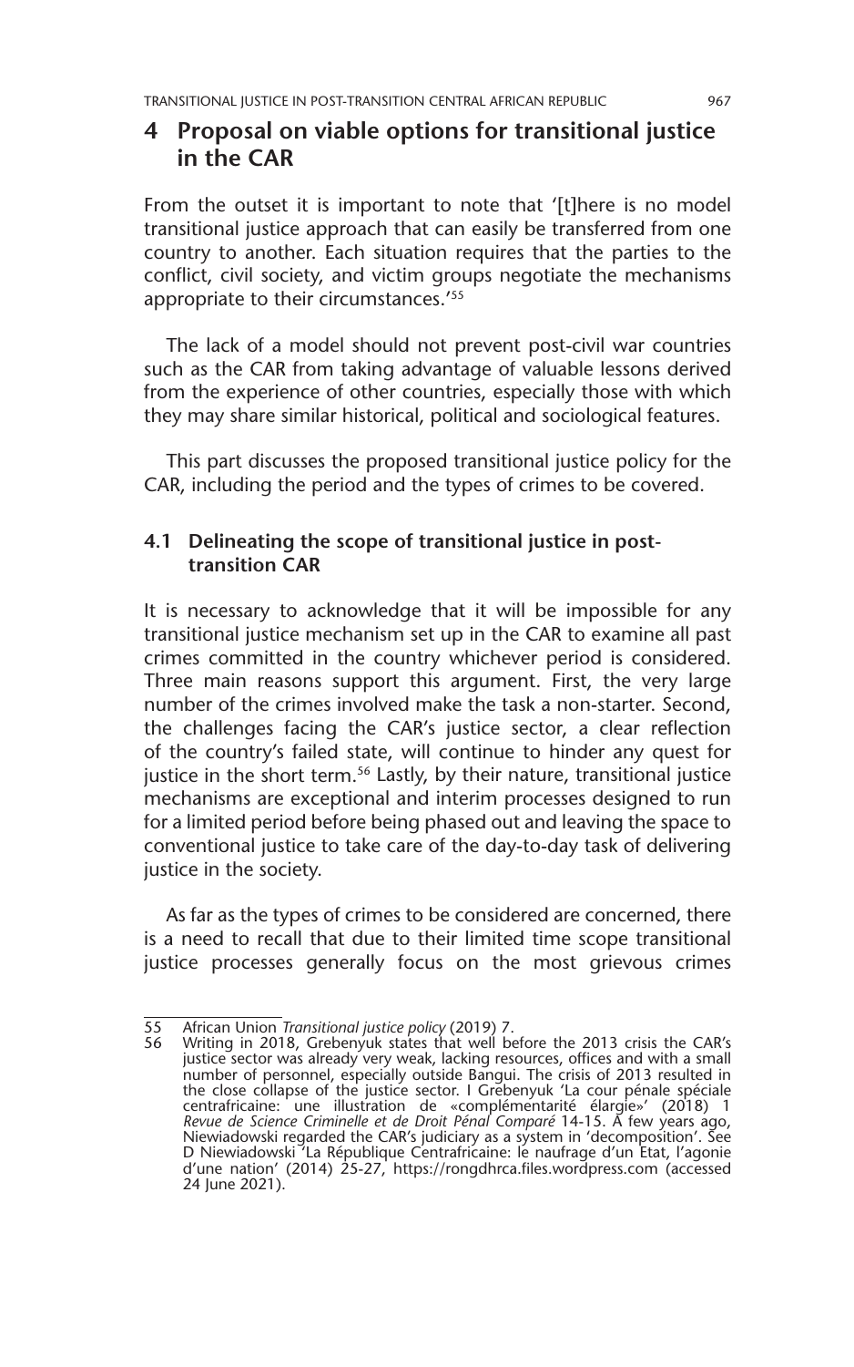## 4 Proposal on viable options for transitional justice in the CAR

From the outset it is important to note that '[t]here is no model transitional justice approach that can easily be transferred from one country to another. Each situation requires that the parties to the conflict, civil society, and victim groups negotiate the mechanisms appropriate to their circumstances.'[55]

The lack of a model should not prevent post-civil war countries such as the CAR from taking advantage of valuable lessons derived from the experience of other countries, especially those with which they may share similar historical, political and sociological features.

This part discusses the proposed transitional justice policy for the CAR, including the period and the types of crimes to be covered.

### 4.1 Delineating the scope of transitional justice in post-transition CAR

It is necessary to acknowledge that it will be impossible for any transitional justice mechanism set up in the CAR to examine all past crimes committed in the country whichever period is considered. Three main reasons support this argument. First, the very large number of the crimes involved make the task a non-starter. Second, the challenges facing the CAR's justice sector, a clear reflection of the country's failed state, will continue to hinder any quest for justice in the short term.[56] Lastly, by their nature, transitional justice mechanisms are exceptional and interim processes designed to run for a limited period before being phased out and leaving the space to conventional justice to take care of the day-to-day task of delivering justice in the society.

As far as the types of crimes to be considered are concerned, there is a need to recall that due to their limited time scope transitional justice processes generally focus on the most grievous crimes

---

55 African Union *Transitional justice policy* (2019) 7.

56 Writing in 2018, Grebenyuk states that well before the 2013 crisis the CAR's justice sector was already very weak, lacking resources, offices and with a small number of personnel, especially outside Bangui. The crisis of 2013 resulted in the close collapse of the justice sector. I Grebenyuk 'La cour pénale spéciale centrafricaine: une illustration de «complémentarité élargie»' (2018) 1 *Revue de Science Criminelle et de Droit Pénal Comparé* 14-15. A few years ago, Niewiadowski regarded the CAR's judiciary as a system in 'decomposition'. See D Niewiadowski 'La République Centrafricaine: le naufrage d'un Etat, l'agonie d'une nation' (2014) 25-27, https://rongdhrca.files.wordpress.com (accessed 24 June 2021).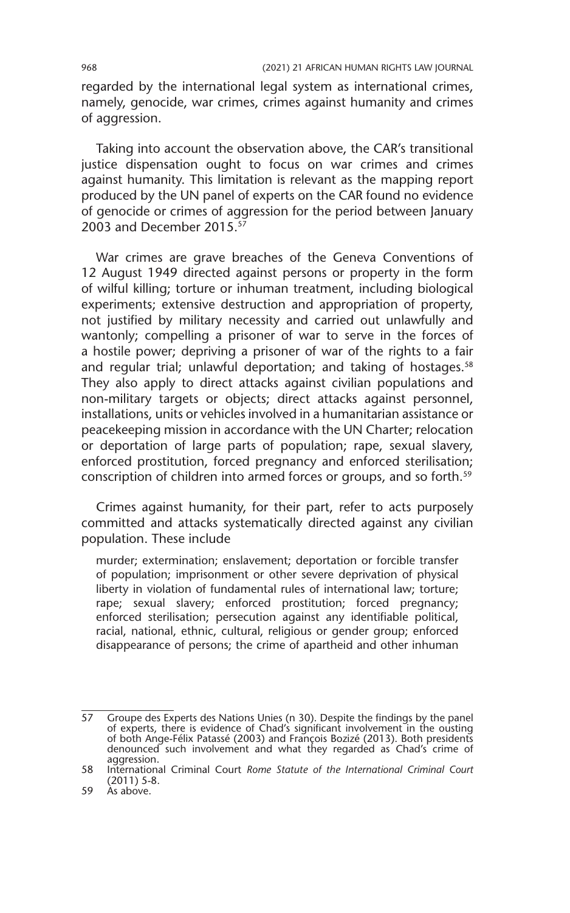regarded by the international legal system as international crimes, namely, genocide, war crimes, crimes against humanity and crimes of aggression.

Taking into account the observation above, the CAR's transitional justice dispensation ought to focus on war crimes and crimes against humanity. This limitation is relevant as the mapping report produced by the UN panel of experts on the CAR found no evidence of genocide or crimes of aggression for the period between January 2003 and December 2015.[57]

War crimes are grave breaches of the Geneva Conventions of 12 August 1949 directed against persons or property in the form of wilful killing; torture or inhuman treatment, including biological experiments; extensive destruction and appropriation of property, not justified by military necessity and carried out unlawfully and wantonly; compelling a prisoner of war to serve in the forces of a hostile power; depriving a prisoner of war of the rights to a fair and regular trial; unlawful deportation; and taking of hostages.[58] They also apply to direct attacks against civilian populations and non-military targets or objects; direct attacks against personnel, installations, units or vehicles involved in a humanitarian assistance or peacekeeping mission in accordance with the UN Charter; relocation or deportation of large parts of population; rape, sexual slavery, enforced prostitution, forced pregnancy and enforced sterilisation; conscription of children into armed forces or groups, and so forth.[59]

Crimes against humanity, for their part, refer to acts purposely committed and attacks systematically directed against any civilian population. These include

> murder; extermination; enslavement; deportation or forcible transfer of population; imprisonment or other severe deprivation of physical liberty in violation of fundamental rules of international law; torture; rape; sexual slavery; enforced prostitution; forced pregnancy; enforced sterilisation; persecution against any identifiable political, racial, national, ethnic, cultural, religious or gender group; enforced disappearance of persons; the crime of apartheid and other inhuman

---

57 Groupe des Experts des Nations Unies (n 30). Despite the findings by the panel of experts, there is evidence of Chad's significant involvement in the ousting of both Ange-Félix Patassé (2003) and François Bozizé (2013). Both presidents denounced such involvement and what they regarded as Chad's crime of aggression.

58 International Criminal Court *Rome Statute of the International Criminal Court* (2011) 5-8.

59 As above.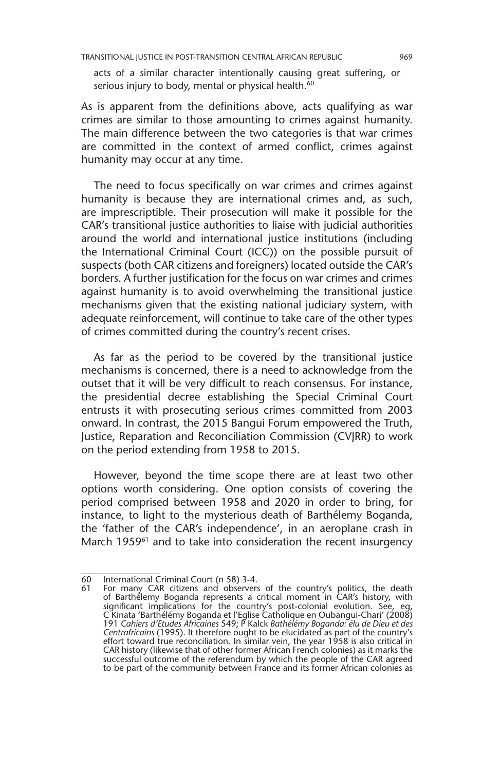acts of a similar character intentionally causing great suffering, or serious injury to body, mental or physical health.[60]

As is apparent from the definitions above, acts qualifying as war crimes are similar to those amounting to crimes against humanity. The main difference between the two categories is that war crimes are committed in the context of armed conflict, crimes against humanity may occur at any time.

The need to focus specifically on war crimes and crimes against humanity is because they are international crimes and, as such, are imprescriptible. Their prosecution will make it possible for the CAR's transitional justice authorities to liaise with judicial authorities around the world and international justice institutions (including the International Criminal Court (ICC)) on the possible pursuit of suspects (both CAR citizens and foreigners) located outside the CAR's borders. A further justification for the focus on war crimes and crimes against humanity is to avoid overwhelming the transitional justice mechanisms given that the existing national judiciary system, with adequate reinforcement, will continue to take care of the other types of crimes committed during the country's recent crises.

As far as the period to be covered by the transitional justice mechanisms is concerned, there is a need to acknowledge from the outset that it will be very difficult to reach consensus. For instance, the presidential decree establishing the Special Criminal Court entrusts it with prosecuting serious crimes committed from 2003 onward. In contrast, the 2015 Bangui Forum empowered the Truth, Justice, Reparation and Reconciliation Commission (CVJRR) to work on the period extending from 1958 to 2015.

However, beyond the time scope there are at least two other options worth considering. One option consists of covering the period comprised between 1958 and 2020 in order to bring, for instance, to light to the mysterious death of Barthélemy Boganda, the 'father of the CAR's independence', in an aeroplane crash in March 1959[61] and to take into consideration the recent insurgency

---

60 International Criminal Court (n 58) 3-4.

61 For many CAR citizens and observers of the country's politics, the death of Barthélemy Boganda represents a critical moment in CAR's history, with significant implications for the country's post-colonial evolution. See, eg, C Kinata 'Barthélémy Boganda et l'Eglise Catholique en Oubangui-Chari' (2008) 191 *Cahiers d'Etudes Africaines* 549; P Kalck *Bathélémy Boganda: élu de Dieu et des Centrafricains* (1995). It therefore ought to be elucidated as part of the country's effort toward true reconciliation. In similar vein, the year 1958 is also critical in CAR history (likewise that of other former African French colonies) as it marks the successful outcome of the referendum by which the people of the CAR agreed to be part of the community between France and its former African colonies as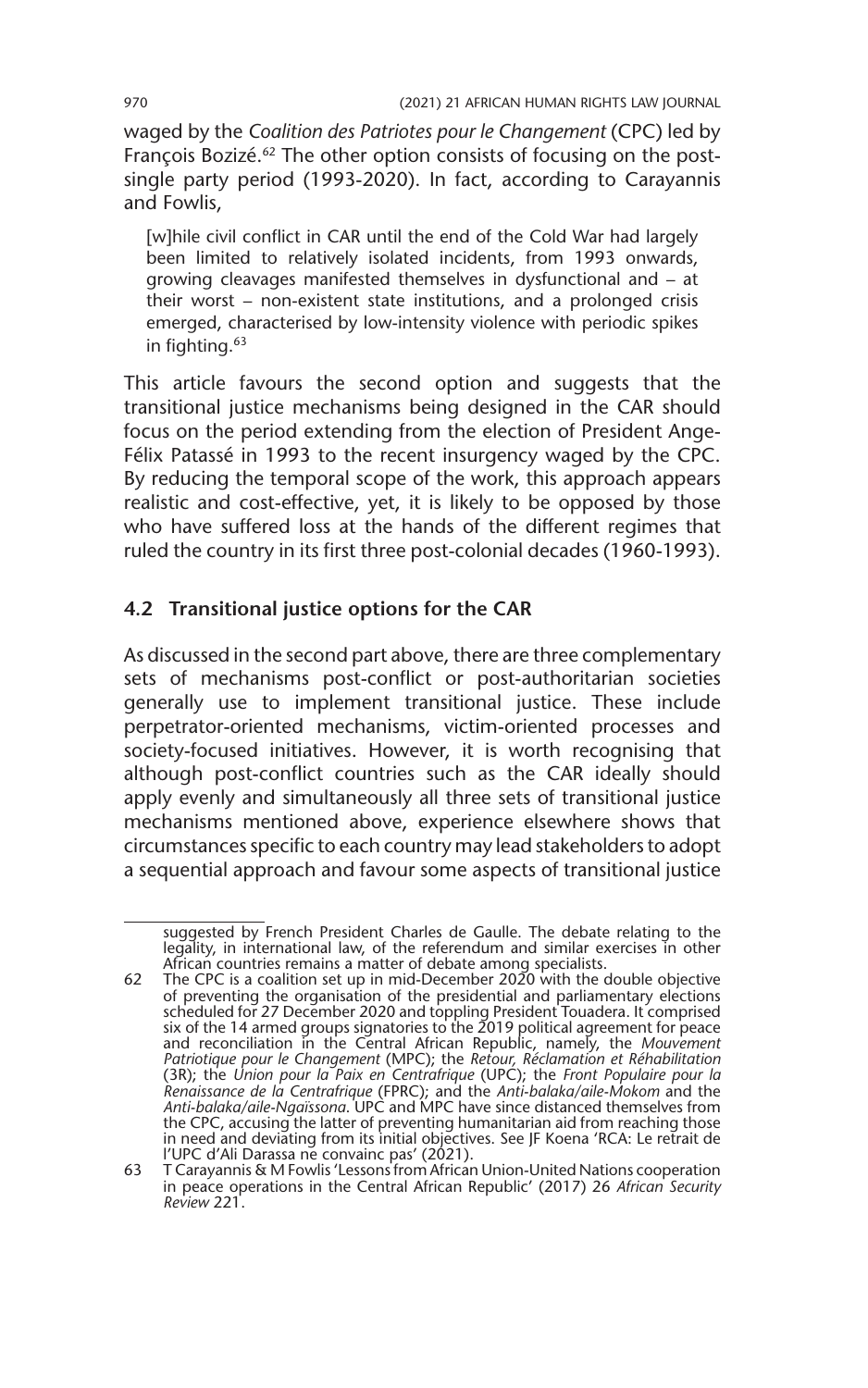waged by the *Coalition des Patriotes pour le Changement* (CPC) led by François Bozizé.[62] The other option consists of focusing on the post-single party period (1993-2020). In fact, according to Carayannis and Fowlis,

> [w]hile civil conflict in CAR until the end of the Cold War had largely been limited to relatively isolated incidents, from 1993 onwards, growing cleavages manifested themselves in dysfunctional and – at their worst – non-existent state institutions, and a prolonged crisis emerged, characterised by low-intensity violence with periodic spikes in fighting.[63]

This article favours the second option and suggests that the transitional justice mechanisms being designed in the CAR should focus on the period extending from the election of President Ange-Félix Patassé in 1993 to the recent insurgency waged by the CPC. By reducing the temporal scope of the work, this approach appears realistic and cost-effective, yet, it is likely to be opposed by those who have suffered loss at the hands of the different regimes that ruled the country in its first three post-colonial decades (1960-1993).

### 4.2 Transitional justice options for the CAR

As discussed in the second part above, there are three complementary sets of mechanisms post-conflict or post-authoritarian societies generally use to implement transitional justice. These include perpetrator-oriented mechanisms, victim-oriented processes and society-focused initiatives. However, it is worth recognising that although post-conflict countries such as the CAR ideally should apply evenly and simultaneously all three sets of transitional justice mechanisms mentioned above, experience elsewhere shows that circumstances specific to each country may lead stakeholders to adopt a sequential approach and favour some aspects of transitional justice

---

suggested by French President Charles de Gaulle. The debate relating to the legality, in international law, of the referendum and similar exercises in other African countries remains a matter of debate among specialists.

62 The CPC is a coalition set up in mid-December 2020 with the double objective of preventing the organisation of the presidential and parliamentary elections scheduled for 27 December 2020 and toppling President Touadera. It comprised six of the 14 armed groups signatories to the 2019 political agreement for peace and reconciliation in the Central African Republic, namely, the *Mouvement Patriotique pour le Changement* (MPC); the *Retour, Réclamation et Réhabilitation* (3R); the *Union pour la Paix en Centrafrique* (UPC); the *Front Populaire pour la Renaissance de la Centrafrique* (FPRC); and the *Anti-balaka/aile-Mokom* and the *Anti-balaka/aile-Ngaïssona*. UPC and MPC have since distanced themselves from the CPC, accusing the latter of preventing humanitarian aid from reaching those in need and deviating from its initial objectives. See JF Koena 'RCA: Le retrait de l'UPC d'Ali Darassa ne convainc pas' (2021).

63 T Carayannis & M Fowlis 'Lessons from African Union-United Nations cooperation in peace operations in the Central African Republic' (2017) 26 *African Security Review* 221.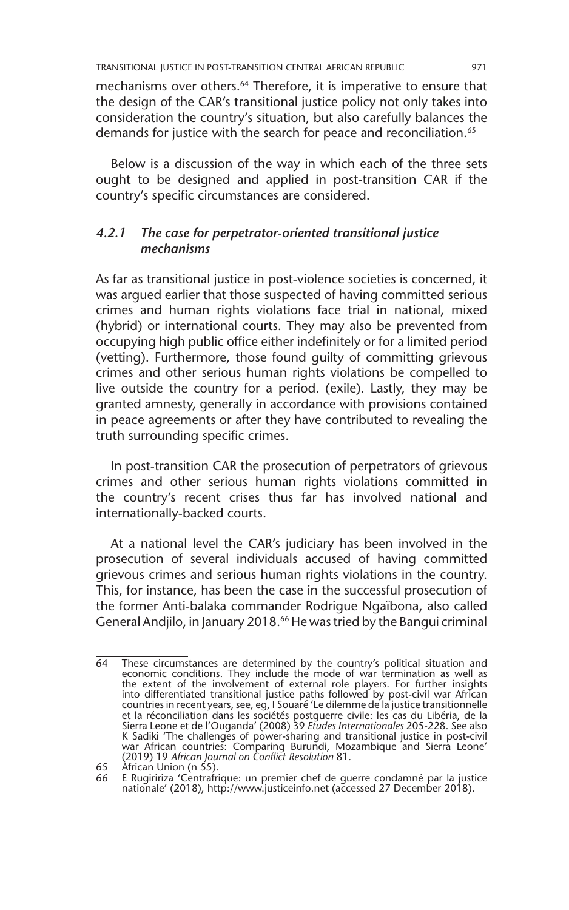mechanisms over others.[64] Therefore, it is imperative to ensure that the design of the CAR's transitional justice policy not only takes into consideration the country's situation, but also carefully balances the demands for justice with the search for peace and reconciliation.[65]

Below is a discussion of the way in which each of the three sets ought to be designed and applied in post-transition CAR if the country's specific circumstances are considered.

#### *4.2.1 The case for perpetrator-oriented transitional justice mechanisms*

As far as transitional justice in post-violence societies is concerned, it was argued earlier that those suspected of having committed serious crimes and human rights violations face trial in national, mixed (hybrid) or international courts. They may also be prevented from occupying high public office either indefinitely or for a limited period (vetting). Furthermore, those found guilty of committing grievous crimes and other serious human rights violations be compelled to live outside the country for a period. (exile). Lastly, they may be granted amnesty, generally in accordance with provisions contained in peace agreements or after they have contributed to revealing the truth surrounding specific crimes.

In post-transition CAR the prosecution of perpetrators of grievous crimes and other serious human rights violations committed in the country's recent crises thus far has involved national and internationally-backed courts.

At a national level the CAR's judiciary has been involved in the prosecution of several individuals accused of having committed grievous crimes and serious human rights violations in the country. This, for instance, has been the case in the successful prosecution of the former Anti-balaka commander Rodrigue Ngaïbona, also called General Andjilo, in January 2018.[66] He was tried by the Bangui criminal

---

64 These circumstances are determined by the country's political situation and economic conditions. They include the mode of war termination as well as the extent of the involvement of external role players. For further insights into differentiated transitional justice paths followed by post-civil war African countries in recent years, see, eg, I Souaré 'Le dilemme de la justice transitionnelle et la réconciliation dans les sociétés postguerre civile: les cas du Libéria, de la Sierra Leone et de l'Ouganda' (2008) 39 *Etudes Internationales* 205-228. See also K Sadiki 'The challenges of power-sharing and transitional justice in post-civil war African countries: Comparing Burundi, Mozambique and Sierra Leone' (2019) 19 *African Journal on Conflict Resolution* 81.

65 African Union (n 55).

66 E Rugiririza 'Centrafrique: un premier chef de guerre condamné par la justice nationale' (2018), http://www.justiceinfo.net (accessed 27 December 2018).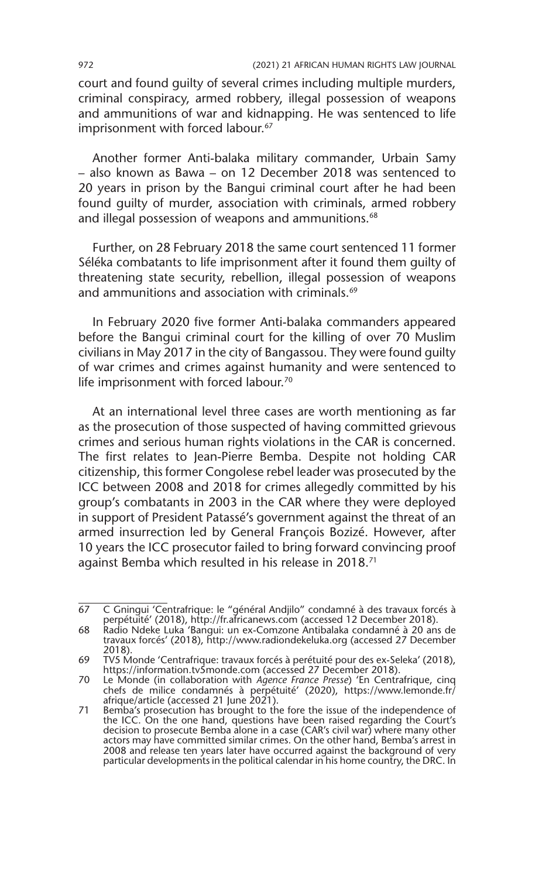court and found guilty of several crimes including multiple murders, criminal conspiracy, armed robbery, illegal possession of weapons and ammunitions of war and kidnapping. He was sentenced to life imprisonment with forced labour.[67]

Another former Anti-balaka military commander, Urbain Samy – also known as Bawa – on 12 December 2018 was sentenced to 20 years in prison by the Bangui criminal court after he had been found guilty of murder, association with criminals, armed robbery and illegal possession of weapons and ammunitions.[68]

Further, on 28 February 2018 the same court sentenced 11 former Séléka combatants to life imprisonment after it found them guilty of threatening state security, rebellion, illegal possession of weapons and ammunitions and association with criminals.[69]

In February 2020 five former Anti-balaka commanders appeared before the Bangui criminal court for the killing of over 70 Muslim civilians in May 2017 in the city of Bangassou. They were found guilty of war crimes and crimes against humanity and were sentenced to life imprisonment with forced labour.[70]

At an international level three cases are worth mentioning as far as the prosecution of those suspected of having committed grievous crimes and serious human rights violations in the CAR is concerned. The first relates to Jean-Pierre Bemba. Despite not holding CAR citizenship, this former Congolese rebel leader was prosecuted by the ICC between 2008 and 2018 for crimes allegedly committed by his group's combatants in 2003 in the CAR where they were deployed in support of President Patassé's government against the threat of an armed insurrection led by General François Bozizé. However, after 10 years the ICC prosecutor failed to bring forward convincing proof against Bemba which resulted in his release in 2018.[71]

---

67 C Gningui 'Centrafrique: le "général Andjilo" condamné à des travaux forcés à perpétuité' (2018), http://fr.africanews.com (accessed 12 December 2018).

68 Radio Ndeke Luka 'Bangui: un ex-Comzone Antibalaka condamné à 20 ans de travaux forcés' (2018), http://www.radiondekeluka.org (accessed 27 December 2018).

69 TV5 Monde 'Centrafrique: travaux forcés à perétuité pour des ex-Seleka' (2018), https://information.tv5monde.com (accessed 27 December 2018).

70 Le Monde (in collaboration with *Agence France Presse*) 'En Centrafrique, cinq chefs de milice condamnés à perpétuité' (2020), https://www.lemonde.fr/afrique/article (accessed 21 June 2021).

71 Bemba's prosecution has brought to the fore the issue of the independence of the ICC. On the one hand, questions have been raised regarding the Court's decision to prosecute Bemba alone in a case (CAR's civil war) where many other actors may have committed similar crimes. On the other hand, Bemba's arrest in 2008 and release ten years later have occurred against the background of very particular developments in the political calendar in his home country, the DRC. In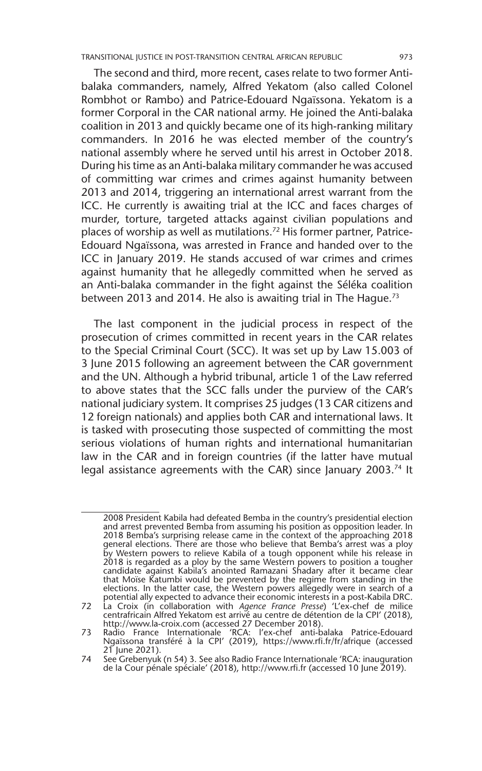The second and third, more recent, cases relate to two former Anti-balaka commanders, namely, Alfred Yekatom (also called Colonel Rombhot or Rambo) and Patrice-Edouard Ngaïssona. Yekatom is a former Corporal in the CAR national army. He joined the Anti-balaka coalition in 2013 and quickly became one of its high-ranking military commanders. In 2016 he was elected member of the country's national assembly where he served until his arrest in October 2018. During his time as an Anti-balaka military commander he was accused of committing war crimes and crimes against humanity between 2013 and 2014, triggering an international arrest warrant from the ICC. He currently is awaiting trial at the ICC and faces charges of murder, torture, targeted attacks against civilian populations and places of worship as well as mutilations.[72] His former partner, Patrice-Edouard Ngaïssona, was arrested in France and handed over to the ICC in January 2019. He stands accused of war crimes and crimes against humanity that he allegedly committed when he served as an Anti-balaka commander in the fight against the Séléka coalition between 2013 and 2014. He also is awaiting trial in The Hague.[73]

The last component in the judicial process in respect of the prosecution of crimes committed in recent years in the CAR relates to the Special Criminal Court (SCC). It was set up by Law 15.003 of 3 June 2015 following an agreement between the CAR government and the UN. Although a hybrid tribunal, article 1 of the Law referred to above states that the SCC falls under the purview of the CAR's national judiciary system. It comprises 25 judges (13 CAR citizens and 12 foreign nationals) and applies both CAR and international laws. It is tasked with prosecuting those suspected of committing the most serious violations of human rights and international humanitarian law in the CAR and in foreign countries (if the latter have mutual legal assistance agreements with the CAR) since January 2003.[74] It

---

2008 President Kabila had defeated Bemba in the country's presidential election and arrest prevented Bemba from assuming his position as opposition leader. In 2018 Bemba's surprising release came in the context of the approaching 2018 general elections. There are those who believe that Bemba's arrest was a ploy by Western powers to relieve Kabila of a tough opponent while his release in 2018 is regarded as a ploy by the same Western powers to position a tougher candidate against Kabila's anointed Ramazani Shadary after it became clear that Moïse Katumbi would be prevented by the regime from standing in the elections. In the latter case, the Western powers allegedly were in search of a potential ally expected to advance their economic interests in a post-Kabila DRC.

72 La Croix (in collaboration with *Agence France Presse*) 'L'ex-chef de milice centrafricain Alfred Yekatom est arrivé au centre de détention de la CPI' (2018), http://www.la-croix.com (accessed 27 December 2018).

73 Radio France Internationale 'RCA: l'ex-chef anti-balaka Patrice-Edouard Ngaïssona transféré à la CPI' (2019), https://www.rfi.fr/fr/afrique (accessed 21 June 2021).

74 See Grebenyuk (n 54) 3. See also Radio France Internationale 'RCA: inauguration de la Cour pénale spéciale' (2018), http://www.rfi.fr (accessed 10 June 2019).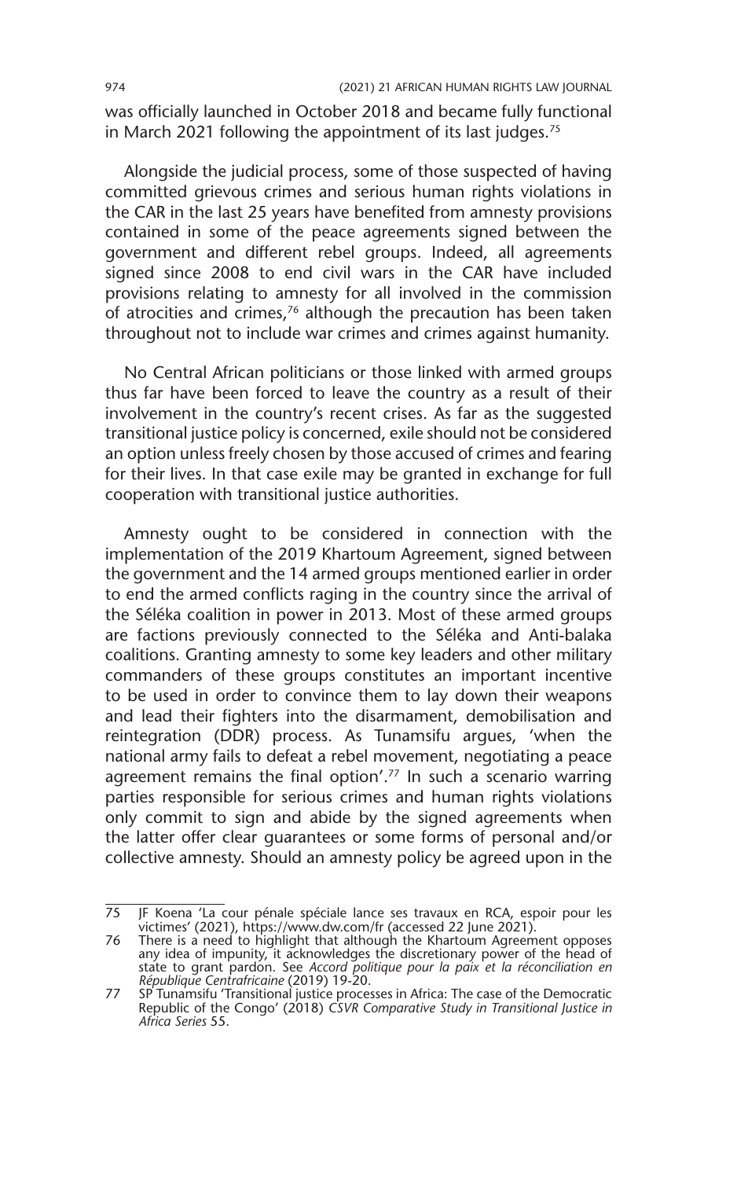was officially launched in October 2018 and became fully functional in March 2021 following the appointment of its last judges.[75]

Alongside the judicial process, some of those suspected of having committed grievous crimes and serious human rights violations in the CAR in the last 25 years have benefited from amnesty provisions contained in some of the peace agreements signed between the government and different rebel groups. Indeed, all agreements signed since 2008 to end civil wars in the CAR have included provisions relating to amnesty for all involved in the commission of atrocities and crimes,[76] although the precaution has been taken throughout not to include war crimes and crimes against humanity.

No Central African politicians or those linked with armed groups thus far have been forced to leave the country as a result of their involvement in the country's recent crises. As far as the suggested transitional justice policy is concerned, exile should not be considered an option unless freely chosen by those accused of crimes and fearing for their lives. In that case exile may be granted in exchange for full cooperation with transitional justice authorities.

Amnesty ought to be considered in connection with the implementation of the 2019 Khartoum Agreement, signed between the government and the 14 armed groups mentioned earlier in order to end the armed conflicts raging in the country since the arrival of the Séléka coalition in power in 2013. Most of these armed groups are factions previously connected to the Séléka and Anti-balaka coalitions. Granting amnesty to some key leaders and other military commanders of these groups constitutes an important incentive to be used in order to convince them to lay down their weapons and lead their fighters into the disarmament, demobilisation and reintegration (DDR) process. As Tunamsifu argues, 'when the national army fails to defeat a rebel movement, negotiating a peace agreement remains the final option'.[77] In such a scenario warring parties responsible for serious crimes and human rights violations only commit to sign and abide by the signed agreements when the latter offer clear guarantees or some forms of personal and/or collective amnesty. Should an amnesty policy be agreed upon in the

---

75 JF Koena 'La cour pénale spéciale lance ses travaux en RCA, espoir pour les victimes' (2021), https://www.dw.com/fr (accessed 22 June 2021).

76 There is a need to highlight that although the Khartoum Agreement opposes any idea of impunity, it acknowledges the discretionary power of the head of state to grant pardon. See *Accord politique pour la paix et la réconciliation en République Centrafricaine* (2019) 19-20.

77 SP Tunamsifu 'Transitional justice processes in Africa: The case of the Democratic Republic of the Congo' (2018) *CSVR Comparative Study in Transitional Justice in Africa Series* 55.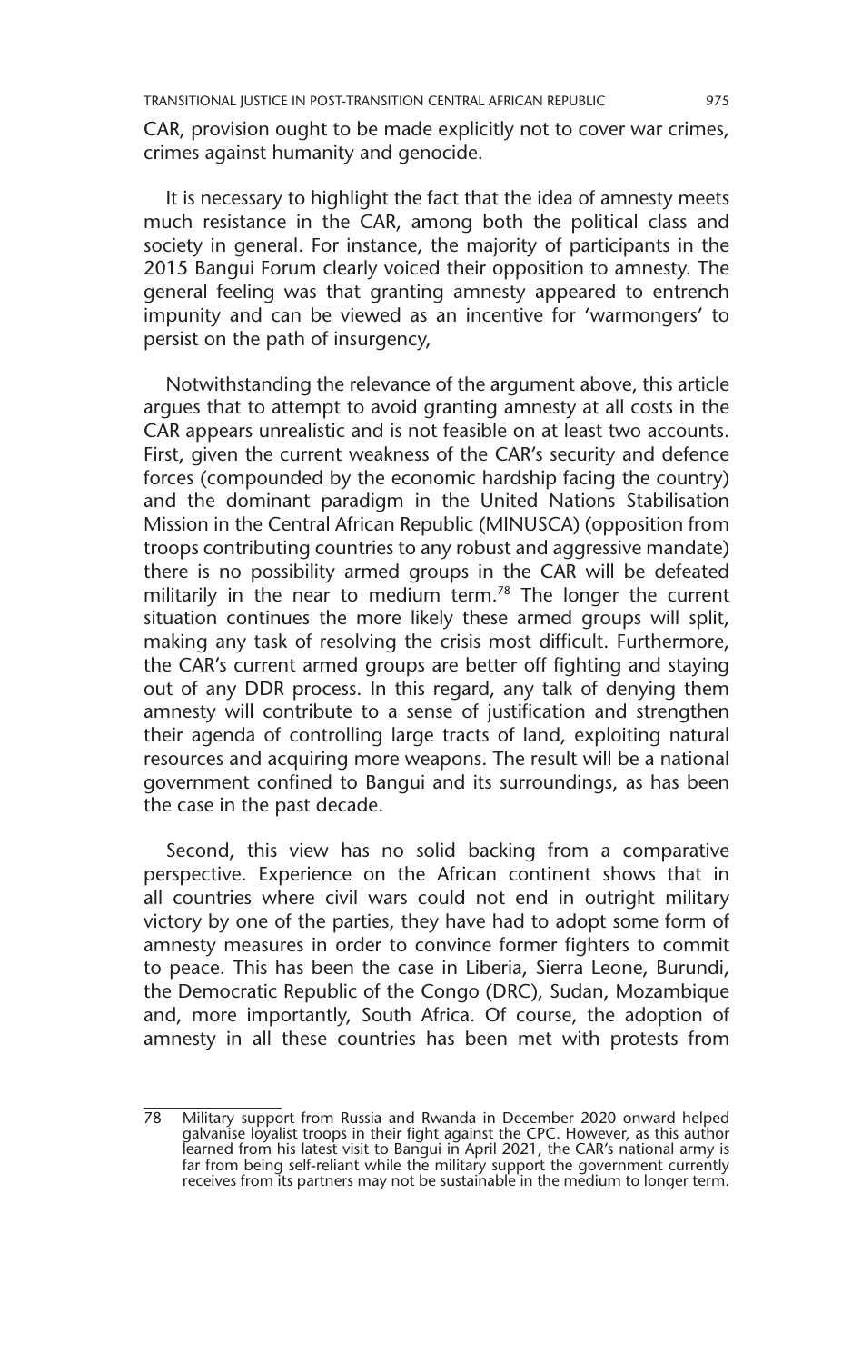CAR, provision ought to be made explicitly not to cover war crimes, crimes against humanity and genocide.

It is necessary to highlight the fact that the idea of amnesty meets much resistance in the CAR, among both the political class and society in general. For instance, the majority of participants in the 2015 Bangui Forum clearly voiced their opposition to amnesty. The general feeling was that granting amnesty appeared to entrench impunity and can be viewed as an incentive for 'warmongers' to persist on the path of insurgency,

Notwithstanding the relevance of the argument above, this article argues that to attempt to avoid granting amnesty at all costs in the CAR appears unrealistic and is not feasible on at least two accounts. First, given the current weakness of the CAR's security and defence forces (compounded by the economic hardship facing the country) and the dominant paradigm in the United Nations Stabilisation Mission in the Central African Republic (MINUSCA) (opposition from troops contributing countries to any robust and aggressive mandate) there is no possibility armed groups in the CAR will be defeated militarily in the near to medium term.[78] The longer the current situation continues the more likely these armed groups will split, making any task of resolving the crisis most difficult. Furthermore, the CAR's current armed groups are better off fighting and staying out of any DDR process. In this regard, any talk of denying them amnesty will contribute to a sense of justification and strengthen their agenda of controlling large tracts of land, exploiting natural resources and acquiring more weapons. The result will be a national government confined to Bangui and its surroundings, as has been the case in the past decade.

Second, this view has no solid backing from a comparative perspective. Experience on the African continent shows that in all countries where civil wars could not end in outright military victory by one of the parties, they have had to adopt some form of amnesty measures in order to convince former fighters to commit to peace. This has been the case in Liberia, Sierra Leone, Burundi, the Democratic Republic of the Congo (DRC), Sudan, Mozambique and, more importantly, South Africa. Of course, the adoption of amnesty in all these countries has been met with protests from

78 Military support from Russia and Rwanda in December 2020 onward helped galvanise loyalist troops in their fight against the CPC. However, as this author learned from his latest visit to Bangui in April 2021, the CAR's national army is far from being self-reliant while the military support the government currently receives from its partners may not be sustainable in the medium to longer term.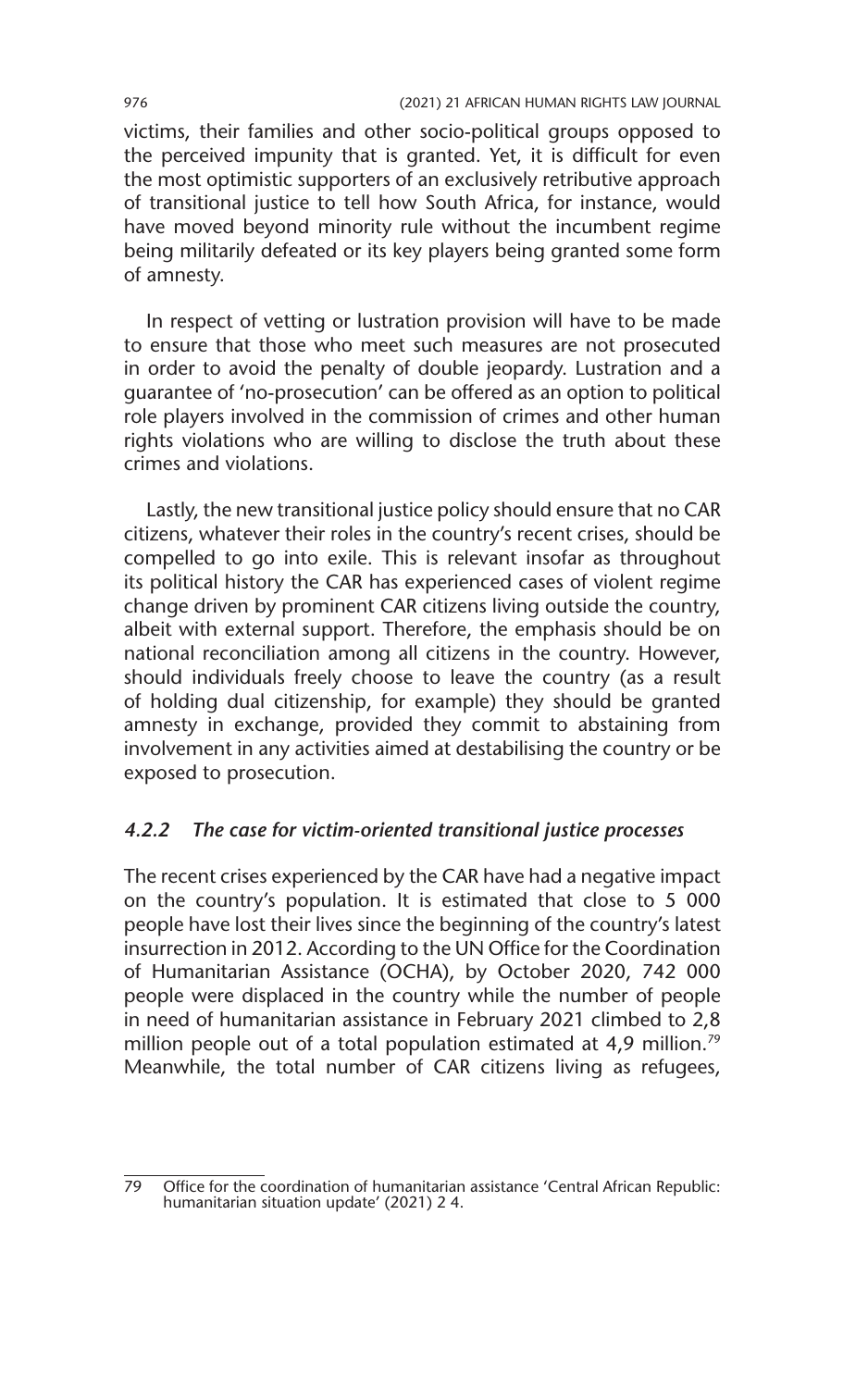victims, their families and other socio-political groups opposed to the perceived impunity that is granted. Yet, it is difficult for even the most optimistic supporters of an exclusively retributive approach of transitional justice to tell how South Africa, for instance, would have moved beyond minority rule without the incumbent regime being militarily defeated or its key players being granted some form of amnesty.

In respect of vetting or lustration provision will have to be made to ensure that those who meet such measures are not prosecuted in order to avoid the penalty of double jeopardy. Lustration and a guarantee of 'no-prosecution' can be offered as an option to political role players involved in the commission of crimes and other human rights violations who are willing to disclose the truth about these crimes and violations.

Lastly, the new transitional justice policy should ensure that no CAR citizens, whatever their roles in the country's recent crises, should be compelled to go into exile. This is relevant insofar as throughout its political history the CAR has experienced cases of violent regime change driven by prominent CAR citizens living outside the country, albeit with external support. Therefore, the emphasis should be on national reconciliation among all citizens in the country. However, should individuals freely choose to leave the country (as a result of holding dual citizenship, for example) they should be granted amnesty in exchange, provided they commit to abstaining from involvement in any activities aimed at destabilising the country or be exposed to prosecution.

#### *4.2.2 The case for victim-oriented transitional justice processes*

The recent crises experienced by the CAR have had a negative impact on the country's population. It is estimated that close to 5 000 people have lost their lives since the beginning of the country's latest insurrection in 2012. According to the UN Office for the Coordination of Humanitarian Assistance (OCHA), by October 2020, 742 000 people were displaced in the country while the number of people in need of humanitarian assistance in February 2021 climbed to 2,8 million people out of a total population estimated at 4,9 million.[79] Meanwhile, the total number of CAR citizens living as refugees,

---

79 Office for the coordination of humanitarian assistance 'Central African Republic: humanitarian situation update' (2021) 2 4.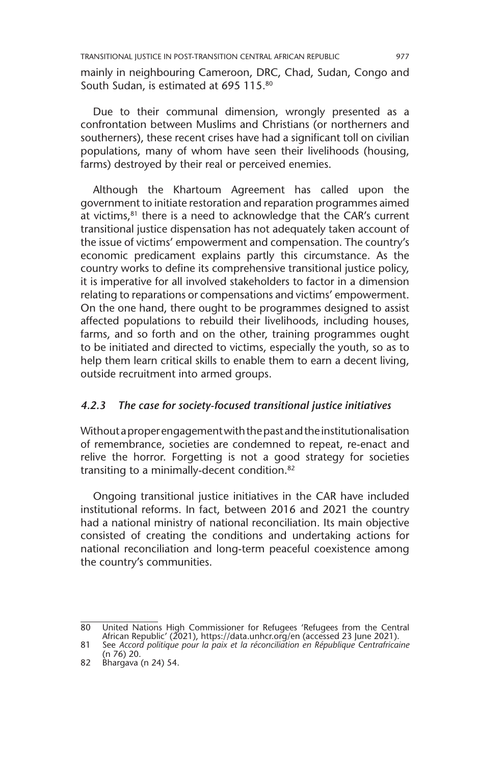mainly in neighbouring Cameroon, DRC, Chad, Sudan, Congo and South Sudan, is estimated at 695 115.[80]

Due to their communal dimension, wrongly presented as a confrontation between Muslims and Christians (or northerners and southerners), these recent crises have had a significant toll on civilian populations, many of whom have seen their livelihoods (housing, farms) destroyed by their real or perceived enemies.

Although the Khartoum Agreement has called upon the government to initiate restoration and reparation programmes aimed at victims,[81] there is a need to acknowledge that the CAR's current transitional justice dispensation has not adequately taken account of the issue of victims' empowerment and compensation. The country's economic predicament explains partly this circumstance. As the country works to define its comprehensive transitional justice policy, it is imperative for all involved stakeholders to factor in a dimension relating to reparations or compensations and victims' empowerment. On the one hand, there ought to be programmes designed to assist affected populations to rebuild their livelihoods, including houses, farms, and so forth and on the other, training programmes ought to be initiated and directed to victims, especially the youth, so as to help them learn critical skills to enable them to earn a decent living, outside recruitment into armed groups.

#### *4.2.3 The case for society-focused transitional justice initiatives*

Without a proper engagement with the past and the institutionalisation of remembrance, societies are condemned to repeat, re-enact and relive the horror. Forgetting is not a good strategy for societies transiting to a minimally-decent condition.[82]

Ongoing transitional justice initiatives in the CAR have included institutional reforms. In fact, between 2016 and 2021 the country had a national ministry of national reconciliation. Its main objective consisted of creating the conditions and undertaking actions for national reconciliation and long-term peaceful coexistence among the country's communities.

---

80 United Nations High Commissioner for Refugees 'Refugees from the Central African Republic' (2021), https://data.unhcr.org/en (accessed 23 June 2021).

81 See *Accord politique pour la paix et la réconciliation en République Centrafricaine* (n 76) 20.

82 Bhargava (n 24) 54.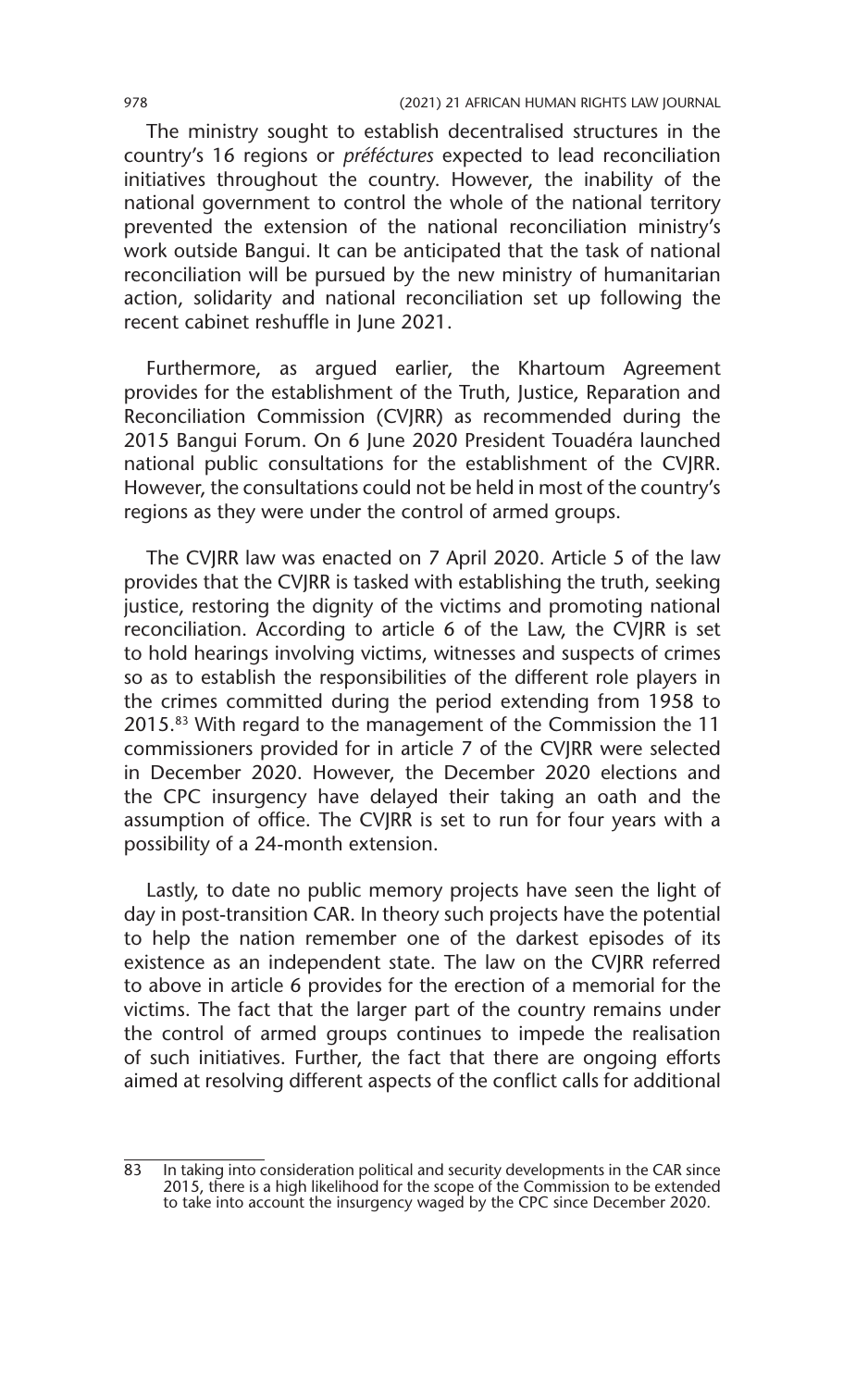The ministry sought to establish decentralised structures in the country's 16 regions or *préféctures* expected to lead reconciliation initiatives throughout the country. However, the inability of the national government to control the whole of the national territory prevented the extension of the national reconciliation ministry's work outside Bangui. It can be anticipated that the task of national reconciliation will be pursued by the new ministry of humanitarian action, solidarity and national reconciliation set up following the recent cabinet reshuffle in June 2021.

Furthermore, as argued earlier, the Khartoum Agreement provides for the establishment of the Truth, Justice, Reparation and Reconciliation Commission (CVJRR) as recommended during the 2015 Bangui Forum. On 6 June 2020 President Touadéra launched national public consultations for the establishment of the CVJRR. However, the consultations could not be held in most of the country's regions as they were under the control of armed groups.

The CVJRR law was enacted on 7 April 2020. Article 5 of the law provides that the CVJRR is tasked with establishing the truth, seeking justice, restoring the dignity of the victims and promoting national reconciliation. According to article 6 of the Law, the CVJRR is set to hold hearings involving victims, witnesses and suspects of crimes so as to establish the responsibilities of the different role players in the crimes committed during the period extending from 1958 to 2015.[83] With regard to the management of the Commission the 11 commissioners provided for in article 7 of the CVJRR were selected in December 2020. However, the December 2020 elections and the CPC insurgency have delayed their taking an oath and the assumption of office. The CVJRR is set to run for four years with a possibility of a 24-month extension.

Lastly, to date no public memory projects have seen the light of day in post-transition CAR. In theory such projects have the potential to help the nation remember one of the darkest episodes of its existence as an independent state. The law on the CVJRR referred to above in article 6 provides for the erection of a memorial for the victims. The fact that the larger part of the country remains under the control of armed groups continues to impede the realisation of such initiatives. Further, the fact that there are ongoing efforts aimed at resolving different aspects of the conflict calls for additional

---

83 In taking into consideration political and security developments in the CAR since 2015, there is a high likelihood for the scope of the Commission to be extended to take into account the insurgency waged by the CPC since December 2020.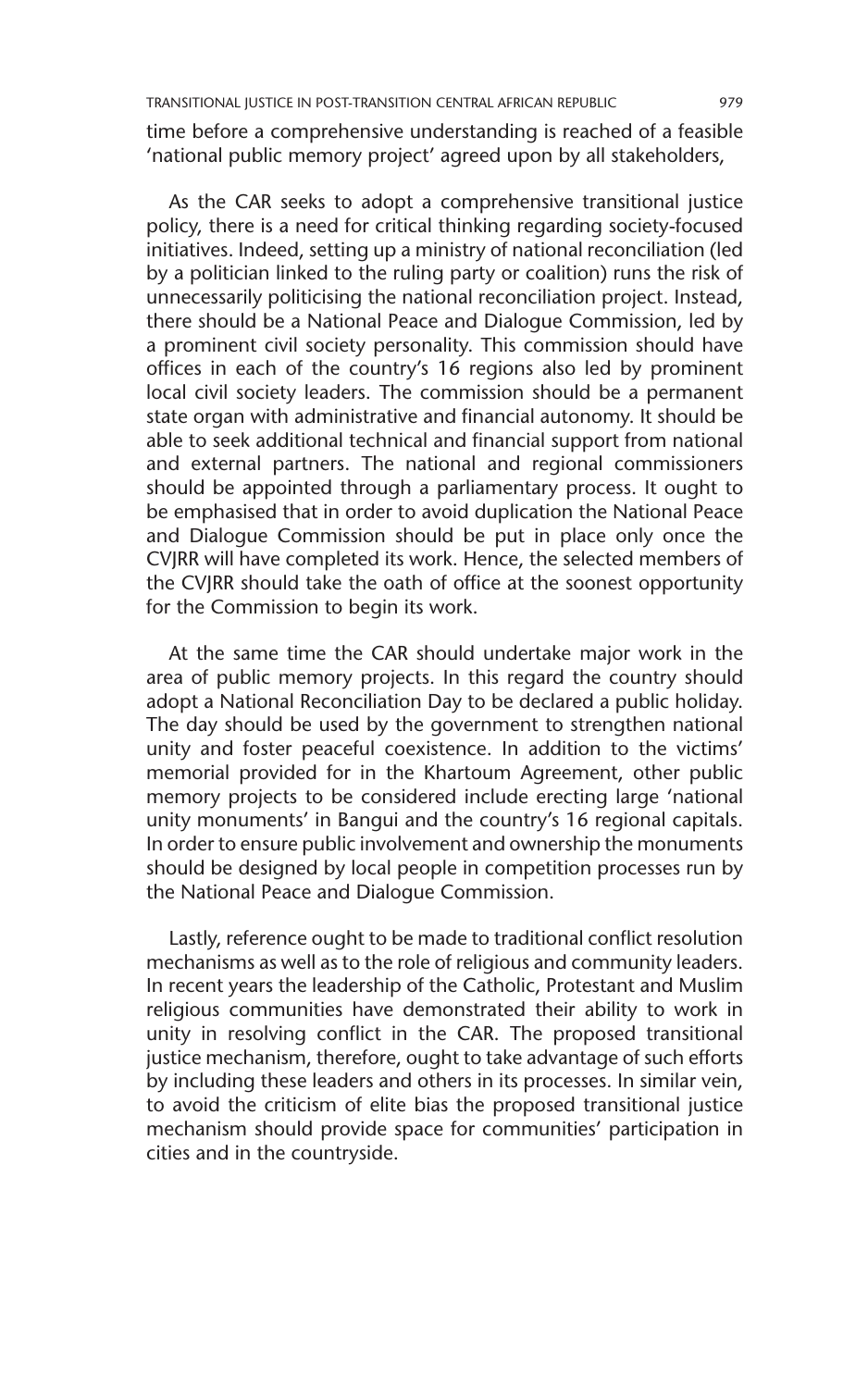time before a comprehensive understanding is reached of a feasible 'national public memory project' agreed upon by all stakeholders,

As the CAR seeks to adopt a comprehensive transitional justice policy, there is a need for critical thinking regarding society-focused initiatives. Indeed, setting up a ministry of national reconciliation (led by a politician linked to the ruling party or coalition) runs the risk of unnecessarily politicising the national reconciliation project. Instead, there should be a National Peace and Dialogue Commission, led by a prominent civil society personality. This commission should have offices in each of the country's 16 regions also led by prominent local civil society leaders. The commission should be a permanent state organ with administrative and financial autonomy. It should be able to seek additional technical and financial support from national and external partners. The national and regional commissioners should be appointed through a parliamentary process. It ought to be emphasised that in order to avoid duplication the National Peace and Dialogue Commission should be put in place only once the CVJRR will have completed its work. Hence, the selected members of the CVJRR should take the oath of office at the soonest opportunity for the Commission to begin its work.

At the same time the CAR should undertake major work in the area of public memory projects. In this regard the country should adopt a National Reconciliation Day to be declared a public holiday. The day should be used by the government to strengthen national unity and foster peaceful coexistence. In addition to the victims' memorial provided for in the Khartoum Agreement, other public memory projects to be considered include erecting large 'national unity monuments' in Bangui and the country's 16 regional capitals. In order to ensure public involvement and ownership the monuments should be designed by local people in competition processes run by the National Peace and Dialogue Commission.

Lastly, reference ought to be made to traditional conflict resolution mechanisms as well as to the role of religious and community leaders. In recent years the leadership of the Catholic, Protestant and Muslim religious communities have demonstrated their ability to work in unity in resolving conflict in the CAR. The proposed transitional justice mechanism, therefore, ought to take advantage of such efforts by including these leaders and others in its processes. In similar vein, to avoid the criticism of elite bias the proposed transitional justice mechanism should provide space for communities' participation in cities and in the countryside.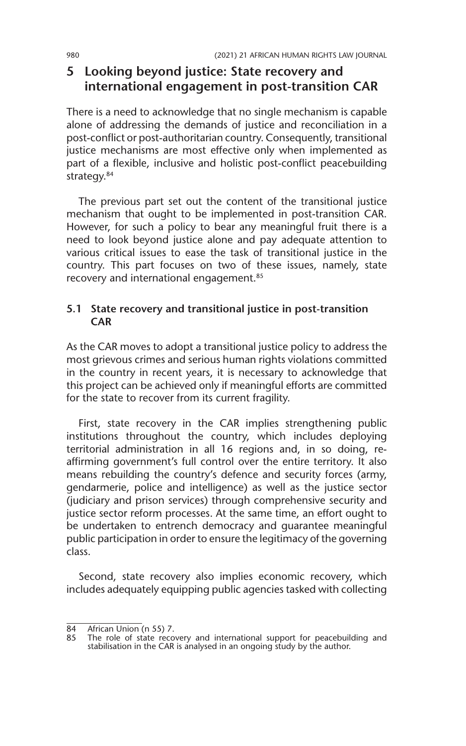## 5 Looking beyond justice: State recovery and international engagement in post-transition CAR

There is a need to acknowledge that no single mechanism is capable alone of addressing the demands of justice and reconciliation in a post-conflict or post-authoritarian country. Consequently, transitional justice mechanisms are most effective only when implemented as part of a flexible, inclusive and holistic post-conflict peacebuilding strategy.[84]

The previous part set out the content of the transitional justice mechanism that ought to be implemented in post-transition CAR. However, for such a policy to bear any meaningful fruit there is a need to look beyond justice alone and pay adequate attention to various critical issues to ease the task of transitional justice in the country. This part focuses on two of these issues, namely, state recovery and international engagement.[85]

### 5.1 State recovery and transitional justice in post-transition CAR

As the CAR moves to adopt a transitional justice policy to address the most grievous crimes and serious human rights violations committed in the country in recent years, it is necessary to acknowledge that this project can be achieved only if meaningful efforts are committed for the state to recover from its current fragility.

First, state recovery in the CAR implies strengthening public institutions throughout the country, which includes deploying territorial administration in all 16 regions and, in so doing, re-affirming government's full control over the entire territory. It also means rebuilding the country's defence and security forces (army, gendarmerie, police and intelligence) as well as the justice sector (judiciary and prison services) through comprehensive security and justice sector reform processes. At the same time, an effort ought to be undertaken to entrench democracy and guarantee meaningful public participation in order to ensure the legitimacy of the governing class.

Second, state recovery also implies economic recovery, which includes adequately equipping public agencies tasked with collecting

---

84 African Union (n 55) 7.

85 The role of state recovery and international support for peacebuilding and stabilisation in the CAR is analysed in an ongoing study by the author.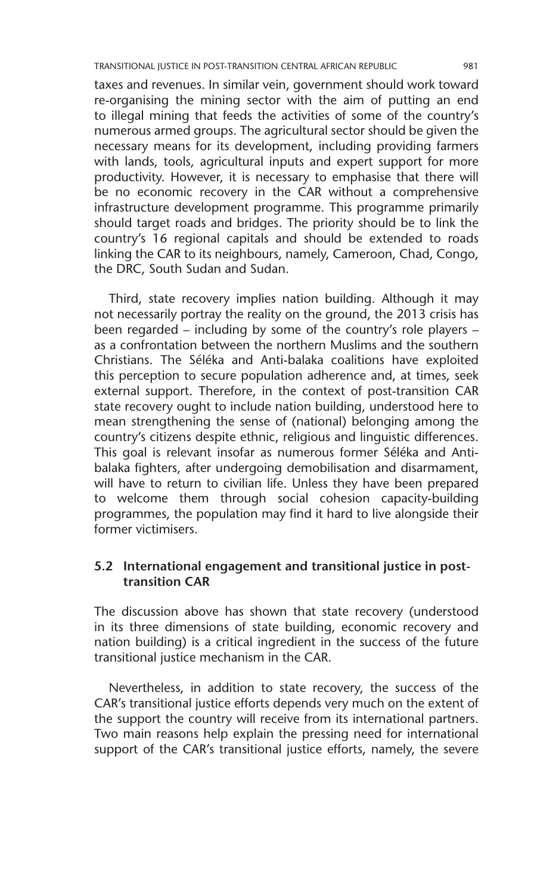taxes and revenues. In similar vein, government should work toward re-organising the mining sector with the aim of putting an end to illegal mining that feeds the activities of some of the country's numerous armed groups. The agricultural sector should be given the necessary means for its development, including providing farmers with lands, tools, agricultural inputs and expert support for more productivity. However, it is necessary to emphasise that there will be no economic recovery in the CAR without a comprehensive infrastructure development programme. This programme primarily should target roads and bridges. The priority should be to link the country's 16 regional capitals and should be extended to roads linking the CAR to its neighbours, namely, Cameroon, Chad, Congo, the DRC, South Sudan and Sudan.

Third, state recovery implies nation building. Although it may not necessarily portray the reality on the ground, the 2013 crisis has been regarded – including by some of the country's role players – as a confrontation between the northern Muslims and the southern Christians. The Séléka and Anti-balaka coalitions have exploited this perception to secure population adherence and, at times, seek external support. Therefore, in the context of post-transition CAR state recovery ought to include nation building, understood here to mean strengthening the sense of (national) belonging among the country's citizens despite ethnic, religious and linguistic differences. This goal is relevant insofar as numerous former Séléka and Anti-balaka fighters, after undergoing demobilisation and disarmament, will have to return to civilian life. Unless they have been prepared to welcome them through social cohesion capacity-building programmes, the population may find it hard to live alongside their former victimisers.

### 5.2 International engagement and transitional justice in post-transition CAR

The discussion above has shown that state recovery (understood in its three dimensions of state building, economic recovery and nation building) is a critical ingredient in the success of the future transitional justice mechanism in the CAR.

Nevertheless, in addition to state recovery, the success of the CAR's transitional justice efforts depends very much on the extent of the support the country will receive from its international partners. Two main reasons help explain the pressing need for international support of the CAR's transitional justice efforts, namely, the severe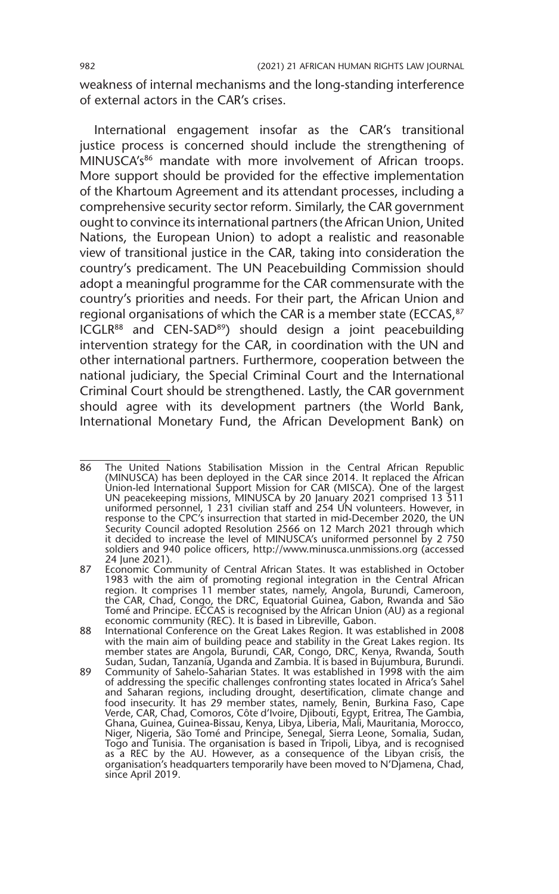weakness of internal mechanisms and the long-standing interference of external actors in the CAR's crises.

International engagement insofar as the CAR's transitional justice process is concerned should include the strengthening of MINUSCA's[86] mandate with more involvement of African troops. More support should be provided for the effective implementation of the Khartoum Agreement and its attendant processes, including a comprehensive security sector reform. Similarly, the CAR government ought to convince its international partners (the African Union, United Nations, the European Union) to adopt a realistic and reasonable view of transitional justice in the CAR, taking into consideration the country's predicament. The UN Peacebuilding Commission should adopt a meaningful programme for the CAR commensurate with the country's priorities and needs. For their part, the African Union and regional organisations of which the CAR is a member state (ECCAS,[87] ICGLR[88] and CEN-SAD[89]) should design a joint peacebuilding intervention strategy for the CAR, in coordination with the UN and other international partners. Furthermore, cooperation between the national judiciary, the Special Criminal Court and the International Criminal Court should be strengthened. Lastly, the CAR government should agree with its development partners (the World Bank, International Monetary Fund, the African Development Bank) on

---

86 The United Nations Stabilisation Mission in the Central African Republic (MINUSCA) has been deployed in the CAR since 2014. It replaced the African Union-led International Support Mission for CAR (MISCA). One of the largest UN peacekeeping missions, MINUSCA by 20 January 2021 comprised 13 511 uniformed personnel, 1 231 civilian staff and 254 UN volunteers. However, in response to the CPC's insurrection that started in mid-December 2020, the UN Security Council adopted Resolution 2566 on 12 March 2021 through which it decided to increase the level of MINUSCA's uniformed personnel by 2 750 soldiers and 940 police officers, http://www.minusca.unmissions.org (accessed 24 June 2021).

87 Economic Community of Central African States. It was established in October 1983 with the aim of promoting regional integration in the Central African region. It comprises 11 member states, namely, Angola, Burundi, Cameroon, the CAR, Chad, Congo, the DRC, Equatorial Guinea, Gabon, Rwanda and São Tomé and Principe. ECCAS is recognised by the African Union (AU) as a regional economic community (REC). It is based in Libreville, Gabon.

88 International Conference on the Great Lakes Region. It was established in 2008 with the main aim of building peace and stability in the Great Lakes region. Its member states are Angola, Burundi, CAR, Congo, DRC, Kenya, Rwanda, South Sudan, Sudan, Tanzania, Uganda and Zambia. It is based in Bujumbura, Burundi.

89 Community of Sahelo-Saharian States. It was established in 1998 with the aim of addressing the specific challenges confronting states located in Africa's Sahel and Saharan regions, including drought, desertification, climate change and food insecurity. It has 29 member states, namely, Benin, Burkina Faso, Cape Verde, CAR, Chad, Comoros, Côte d'Ivoire, Djibouti, Egypt, Eritrea, The Gambia, Ghana, Guinea, Guinea-Bissau, Kenya, Libya, Liberia, Mali, Mauritania, Morocco, Niger, Nigeria, São Tomé and Principe, Senegal, Sierra Leone, Somalia, Sudan, Togo and Tunisia. The organisation is based in Tripoli, Libya, and is recognised as a REC by the AU. However, as a consequence of the Libyan crisis, the organisation's headquarters temporarily have been moved to N'Djamena, Chad, since April 2019.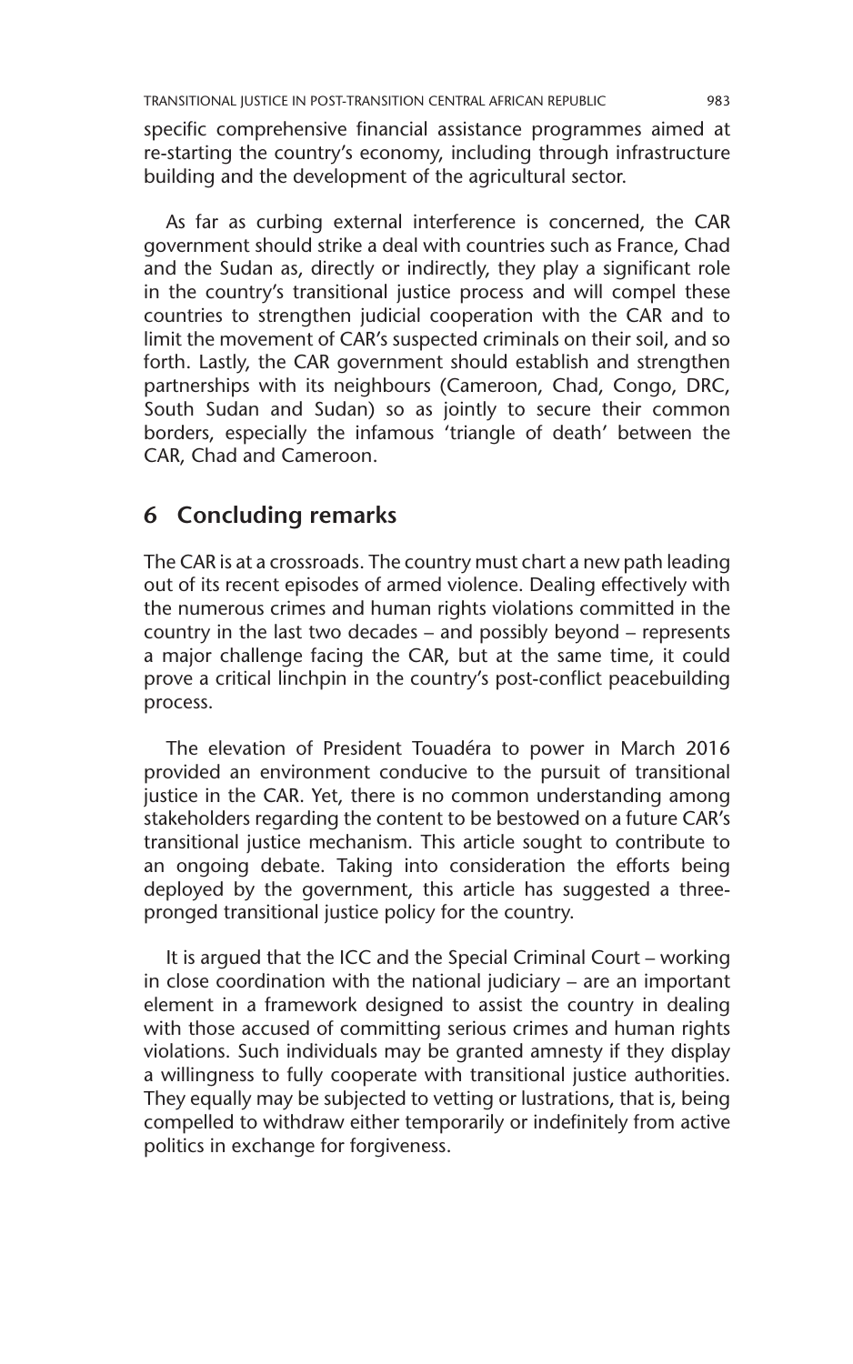specific comprehensive financial assistance programmes aimed at re-starting the country's economy, including through infrastructure building and the development of the agricultural sector.

As far as curbing external interference is concerned, the CAR government should strike a deal with countries such as France, Chad and the Sudan as, directly or indirectly, they play a significant role in the country's transitional justice process and will compel these countries to strengthen judicial cooperation with the CAR and to limit the movement of CAR's suspected criminals on their soil, and so forth. Lastly, the CAR government should establish and strengthen partnerships with its neighbours (Cameroon, Chad, Congo, DRC, South Sudan and Sudan) so as jointly to secure their common borders, especially the infamous 'triangle of death' between the CAR, Chad and Cameroon.

## 6 Concluding remarks

The CAR is at a crossroads. The country must chart a new path leading out of its recent episodes of armed violence. Dealing effectively with the numerous crimes and human rights violations committed in the country in the last two decades – and possibly beyond – represents a major challenge facing the CAR, but at the same time, it could prove a critical linchpin in the country's post-conflict peacebuilding process.

The elevation of President Touadéra to power in March 2016 provided an environment conducive to the pursuit of transitional justice in the CAR. Yet, there is no common understanding among stakeholders regarding the content to be bestowed on a future CAR's transitional justice mechanism. This article sought to contribute to an ongoing debate. Taking into consideration the efforts being deployed by the government, this article has suggested a three-pronged transitional justice policy for the country.

It is argued that the ICC and the Special Criminal Court – working in close coordination with the national judiciary – are an important element in a framework designed to assist the country in dealing with those accused of committing serious crimes and human rights violations. Such individuals may be granted amnesty if they display a willingness to fully cooperate with transitional justice authorities. They equally may be subjected to vetting or lustrations, that is, being compelled to withdraw either temporarily or indefinitely from active politics in exchange for forgiveness.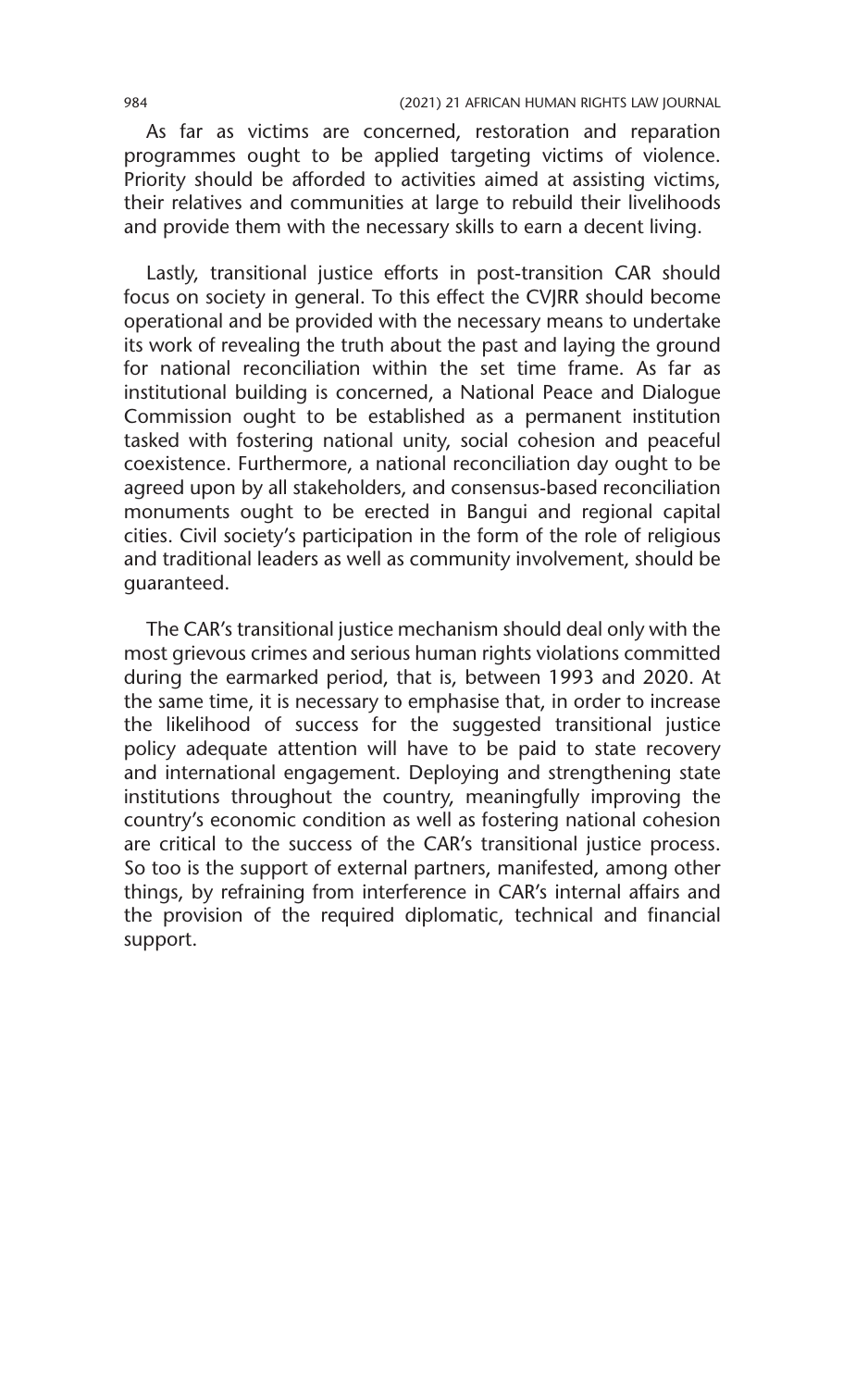As far as victims are concerned, restoration and reparation programmes ought to be applied targeting victims of violence. Priority should be afforded to activities aimed at assisting victims, their relatives and communities at large to rebuild their livelihoods and provide them with the necessary skills to earn a decent living.

Lastly, transitional justice efforts in post-transition CAR should focus on society in general. To this effect the CVJRR should become operational and be provided with the necessary means to undertake its work of revealing the truth about the past and laying the ground for national reconciliation within the set time frame. As far as institutional building is concerned, a National Peace and Dialogue Commission ought to be established as a permanent institution tasked with fostering national unity, social cohesion and peaceful coexistence. Furthermore, a national reconciliation day ought to be agreed upon by all stakeholders, and consensus-based reconciliation monuments ought to be erected in Bangui and regional capital cities. Civil society's participation in the form of the role of religious and traditional leaders as well as community involvement, should be guaranteed.

The CAR's transitional justice mechanism should deal only with the most grievous crimes and serious human rights violations committed during the earmarked period, that is, between 1993 and 2020. At the same time, it is necessary to emphasise that, in order to increase the likelihood of success for the suggested transitional justice policy adequate attention will have to be paid to state recovery and international engagement. Deploying and strengthening state institutions throughout the country, meaningfully improving the country's economic condition as well as fostering national cohesion are critical to the success of the CAR's transitional justice process. So too is the support of external partners, manifested, among other things, by refraining from interference in CAR's internal affairs and the provision of the required diplomatic, technical and financial support.